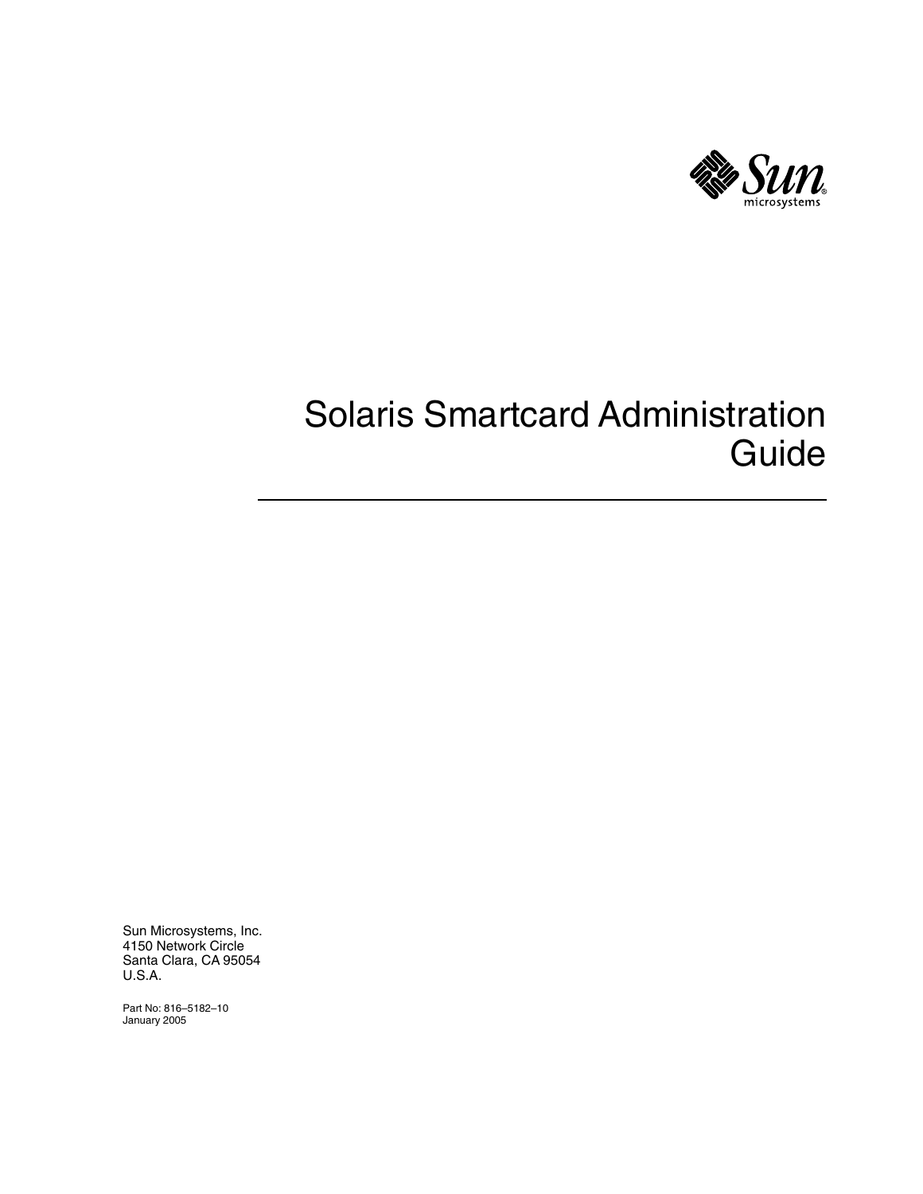# Solaris Smartcard Administration Guide

Sun Microsystems, Inc.
4150 Network Circle
Santa Clara, CA 95054
U.S.A.

Part No: 816–5182–10
January 2005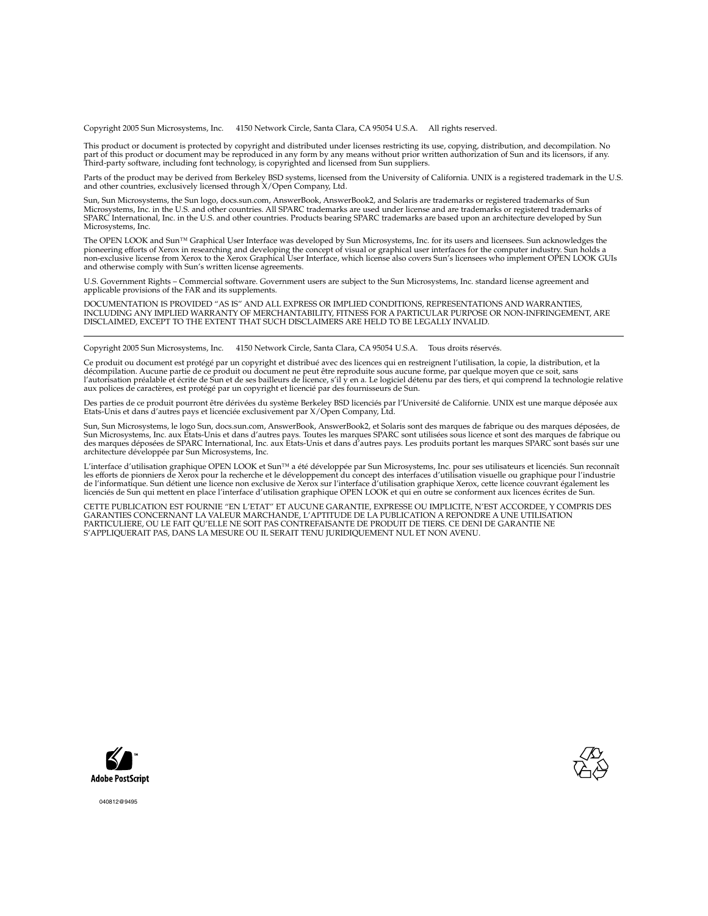Copyright 2005 Sun Microsystems, Inc. 4150 Network Circle, Santa Clara, CA 95054 U.S.A. All rights reserved.

This product or document is protected by copyright and distributed under licenses restricting its use, copying, distribution, and decompilation. No part of this product or document may be reproduced in any form by any means without prior written authorization of Sun and its licensors, if any. Third-party software, including font technology, is copyrighted and licensed from Sun suppliers.

Parts of the product may be derived from Berkeley BSD systems, licensed from the University of California. UNIX is a registered trademark in the U.S. and other countries, exclusively licensed through X/Open Company, Ltd.

Sun, Sun Microsystems, the Sun logo, docs.sun.com, AnswerBook, AnswerBook2, and Solaris are trademarks or registered trademarks of Sun Microsystems, Inc. in the U.S. and other countries. All SPARC trademarks are used under license and are trademarks or registered trademarks of SPARC International, Inc. in the U.S. and other countries. Products bearing SPARC trademarks are based upon an architecture developed by Sun Microsystems, Inc.

The OPEN LOOK and Sun™ Graphical User Interface was developed by Sun Microsystems, Inc. for its users and licensees. Sun acknowledges the pioneering efforts of Xerox in researching and developing the concept of visual or graphical user interfaces for the computer industry. Sun holds a non-exclusive license from Xerox to the Xerox Graphical User Interface, which license also covers Sun's licensees who implement OPEN LOOK GUIs and otherwise comply with Sun's written license agreements.

U.S. Government Rights – Commercial software. Government users are subject to the Sun Microsystems, Inc. standard license agreement and applicable provisions of the FAR and its supplements.

DOCUMENTATION IS PROVIDED "AS IS" AND ALL EXPRESS OR IMPLIED CONDITIONS, REPRESENTATIONS AND WARRANTIES, INCLUDING ANY IMPLIED WARRANTY OF MERCHANTABILITY, FITNESS FOR A PARTICULAR PURPOSE OR NON-INFRINGEMENT, ARE DISCLAIMED, EXCEPT TO THE EXTENT THAT SUCH DISCLAIMERS ARE HELD TO BE LEGALLY INVALID.

---

Copyright 2005 Sun Microsystems, Inc. 4150 Network Circle, Santa Clara, CA 95054 U.S.A. Tous droits réservés.

Ce produit ou document est protégé par un copyright et distribué avec des licences qui en restreignent l'utilisation, la copie, la distribution, et la décompilation. Aucune partie de ce produit ou document ne peut être reproduite sous aucune forme, par quelque moyen que ce soit, sans l'autorisation préalable et écrite de Sun et de ses bailleurs de licence, s'il y en a. Le logiciel détenu par des tiers, et qui comprend la technologie relative aux polices de caractères, est protégé par un copyright et licencié par des fournisseurs de Sun.

Des parties de ce produit pourront être dérivées du système Berkeley BSD licenciés par l'Université de Californie. UNIX est une marque déposée aux Etats-Unis et dans d'autres pays et licenciée exclusivement par X/Open Company, Ltd.

Sun, Sun Microsystems, le logo Sun, docs.sun.com, AnswerBook, AnswerBook2, et Solaris sont des marques de fabrique ou des marques déposées, de Sun Microsystems, Inc. aux Etats-Unis et dans d'autres pays. Toutes les marques SPARC sont utilisées sous licence et sont des marques de fabrique ou des marques déposées de SPARC International, Inc. aux Etats-Unis et dans d'autres pays. Les produits portant les marques SPARC sont basés sur une architecture développée par Sun Microsystems, Inc.

L'interface d'utilisation graphique OPEN LOOK et Sun™ a été développée par Sun Microsystems, Inc. pour ses utilisateurs et licenciés. Sun reconnaît les efforts de pionniers de Xerox pour la recherche et le développement du concept des interfaces d'utilisation visuelle ou graphique pour l'industrie de l'informatique. Sun détient une licence non exclusive de Xerox sur l'interface d'utilisation graphique Xerox, cette licence couvrant également les licenciés de Sun qui mettent en place l'interface d'utilisation graphique OPEN LOOK et qui en outre se conforment aux licences écrites de Sun.

CETTE PUBLICATION EST FOURNIE "EN L'ETAT" ET AUCUNE GARANTIE, EXPRESSE OU IMPLICITE, N'EST ACCORDEE, Y COMPRIS DES GARANTIES CONCERNANT LA VALEUR MARCHANDE, L'APTITUDE DE LA PUBLICATION A REPONDRE A UNE UTILISATION PARTICULIERE, OU LE FAIT QU'ELLE NE SOIT PAS CONTREFAISANTE DE PRODUIT DE TIERS. CE DENI DE GARANTIE NE S'APPLIQUERAIT PAS, DANS LA MESURE OU IL SERAIT TENU JURIDIQUEMENT NUL ET NON AVENU.

Adobe PostScript

040812@9495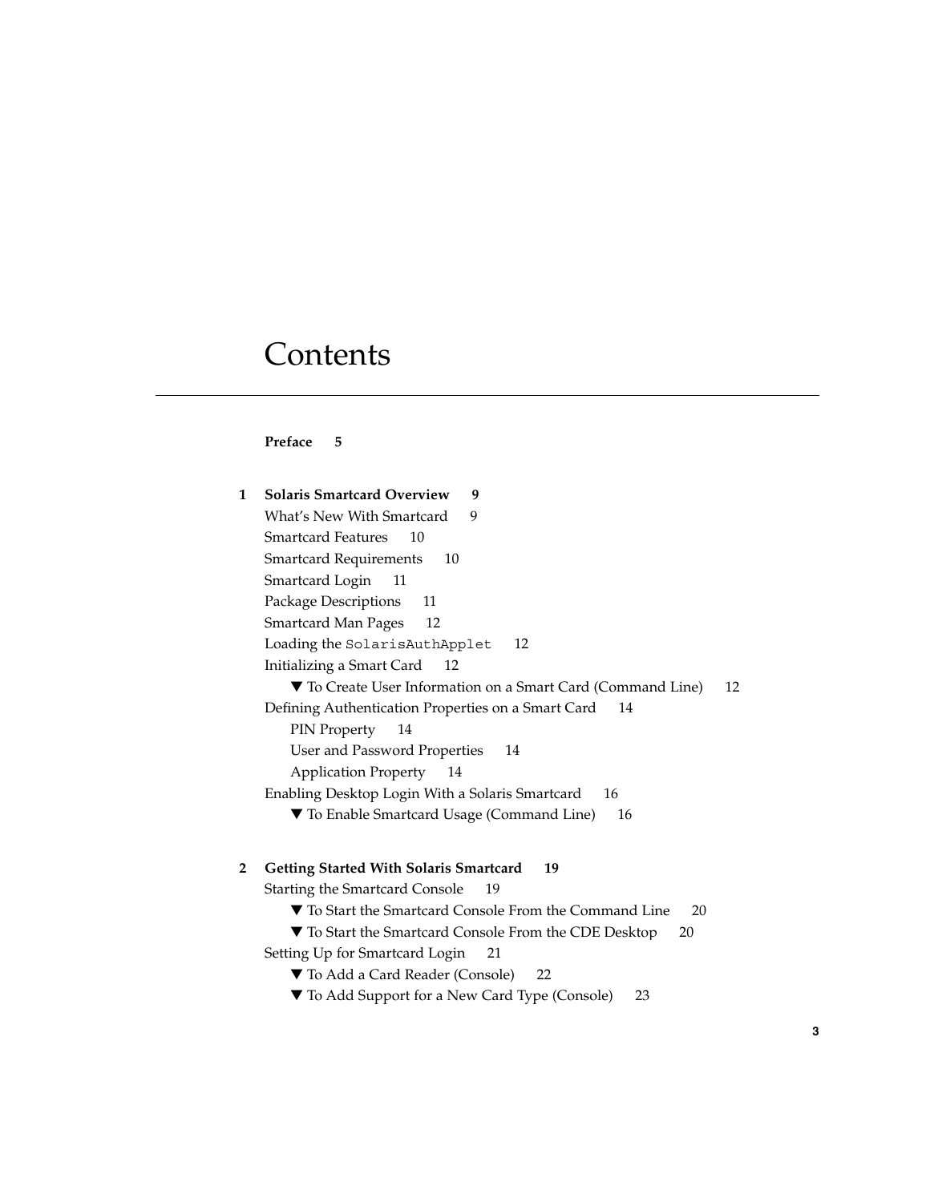# Contents

**Preface 5**

**1 Solaris Smartcard Overview 9**

- What's New With Smartcard 9
- Smartcard Features 10
- Smartcard Requirements 10
- Smartcard Login 11
- Package Descriptions 11
- Smartcard Man Pages 12
- Loading the `SolarisAuthApplet` 12
- Initializing a Smart Card 12
  - ▼ To Create User Information on a Smart Card (Command Line) 12
- Defining Authentication Properties on a Smart Card 14
  - PIN Property 14
  - User and Password Properties 14
  - Application Property 14
- Enabling Desktop Login With a Solaris Smartcard 16
  - ▼ To Enable Smartcard Usage (Command Line) 16

**2 Getting Started With Solaris Smartcard 19**

- Starting the Smartcard Console 19
  - ▼ To Start the Smartcard Console From the Command Line 20
  - ▼ To Start the Smartcard Console From the CDE Desktop 20
- Setting Up for Smartcard Login 21
  - ▼ To Add a Card Reader (Console) 22
  - ▼ To Add Support for a New Card Type (Console) 23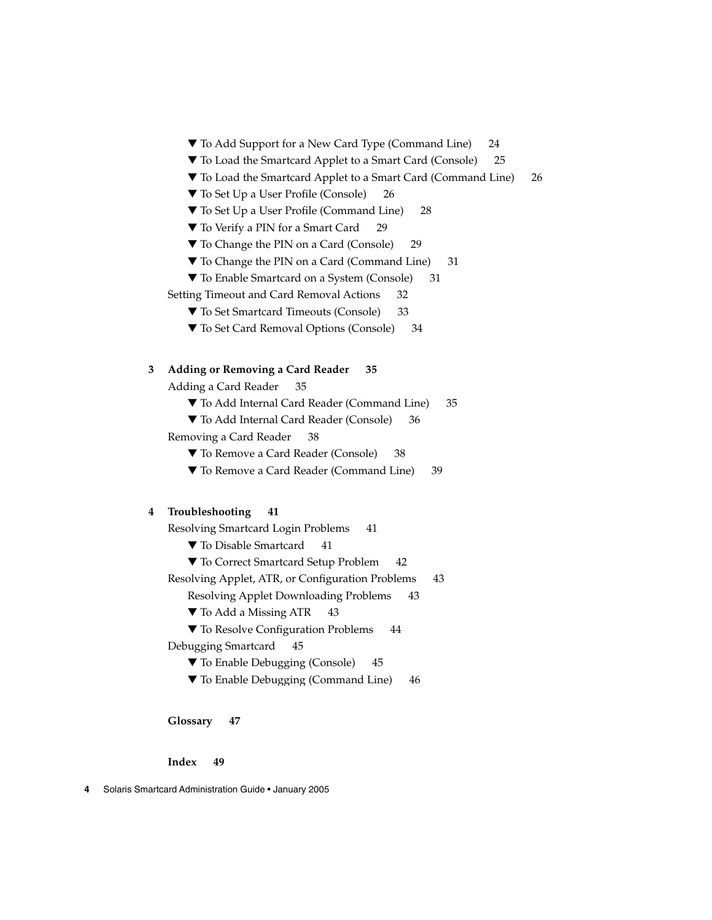▼ To Add Support for a New Card Type (Command Line) 24
▼ To Load the Smartcard Applet to a Smart Card (Console) 25
▼ To Load the Smartcard Applet to a Smart Card (Command Line) 26
▼ To Set Up a User Profile (Console) 26
▼ To Set Up a User Profile (Command Line) 28
▼ To Verify a PIN for a Smart Card 29
▼ To Change the PIN on a Card (Console) 29
▼ To Change the PIN on a Card (Command Line) 31
▼ To Enable Smartcard on a System (Console) 31

Setting Timeout and Card Removal Actions 32

▼ To Set Smartcard Timeouts (Console) 33
▼ To Set Card Removal Options (Console) 34

**3 Adding or Removing a Card Reader 35**

Adding a Card Reader 35

▼ To Add Internal Card Reader (Command Line) 35
▼ To Add Internal Card Reader (Console) 36

Removing a Card Reader 38

▼ To Remove a Card Reader (Console) 38
▼ To Remove a Card Reader (Command Line) 39

**4 Troubleshooting 41**

Resolving Smartcard Login Problems 41

▼ To Disable Smartcard 41
▼ To Correct Smartcard Setup Problem 42

Resolving Applet, ATR, or Configuration Problems 43

Resolving Applet Downloading Problems 43

▼ To Add a Missing ATR 43
▼ To Resolve Configuration Problems 44

Debugging Smartcard 45

▼ To Enable Debugging (Console) 45
▼ To Enable Debugging (Command Line) 46

**Glossary 47**

**Index 49**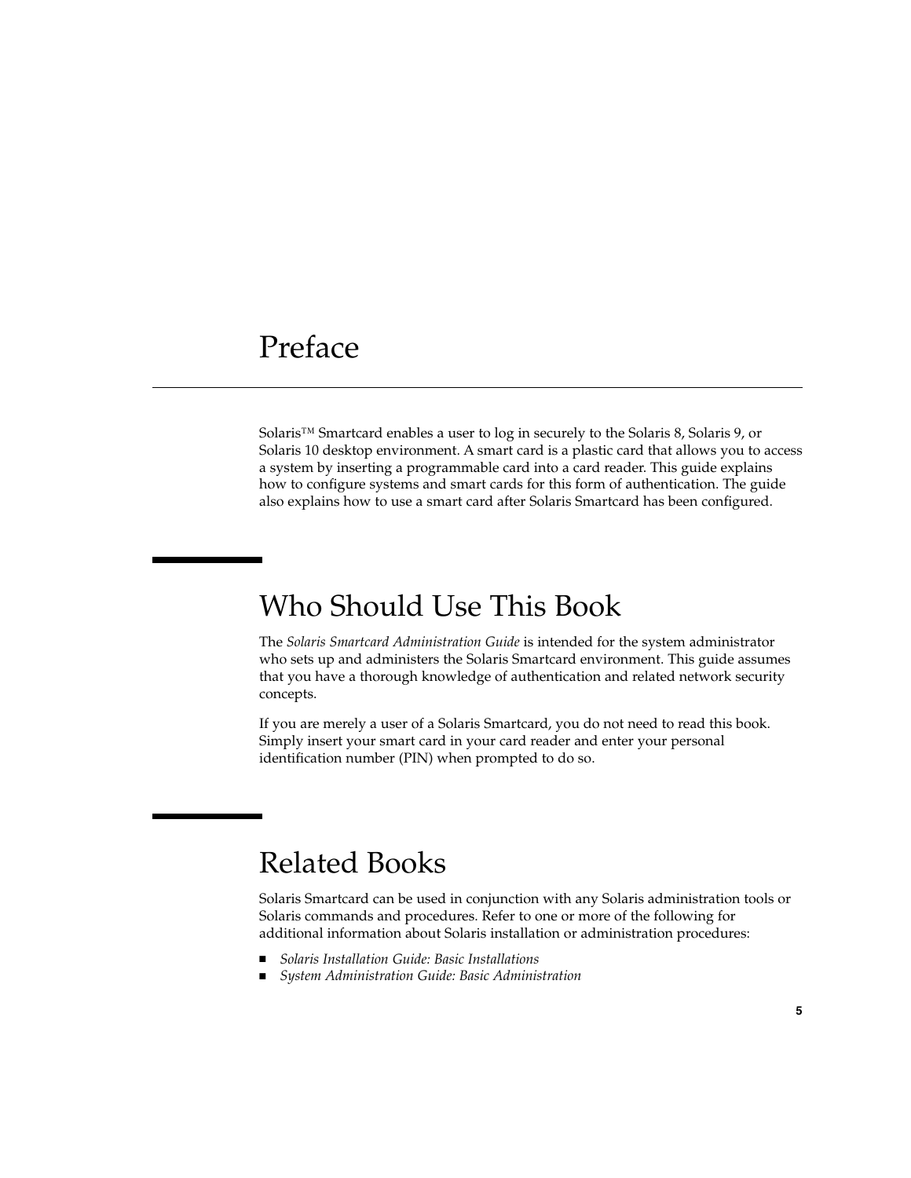# Preface

Solaris™ Smartcard enables a user to log in securely to the Solaris 8, Solaris 9, or Solaris 10 desktop environment. A smart card is a plastic card that allows you to access a system by inserting a programmable card into a card reader. This guide explains how to configure systems and smart cards for this form of authentication. The guide also explains how to use a smart card after Solaris Smartcard has been configured.

## Who Should Use This Book

The *Solaris Smartcard Administration Guide* is intended for the system administrator who sets up and administers the Solaris Smartcard environment. This guide assumes that you have a thorough knowledge of authentication and related network security concepts.

If you are merely a user of a Solaris Smartcard, you do not need to read this book. Simply insert your smart card in your card reader and enter your personal identification number (PIN) when prompted to do so.

## Related Books

Solaris Smartcard can be used in conjunction with any Solaris administration tools or Solaris commands and procedures. Refer to one or more of the following for additional information about Solaris installation or administration procedures:

- *Solaris Installation Guide: Basic Installations*
- *System Administration Guide: Basic Administration*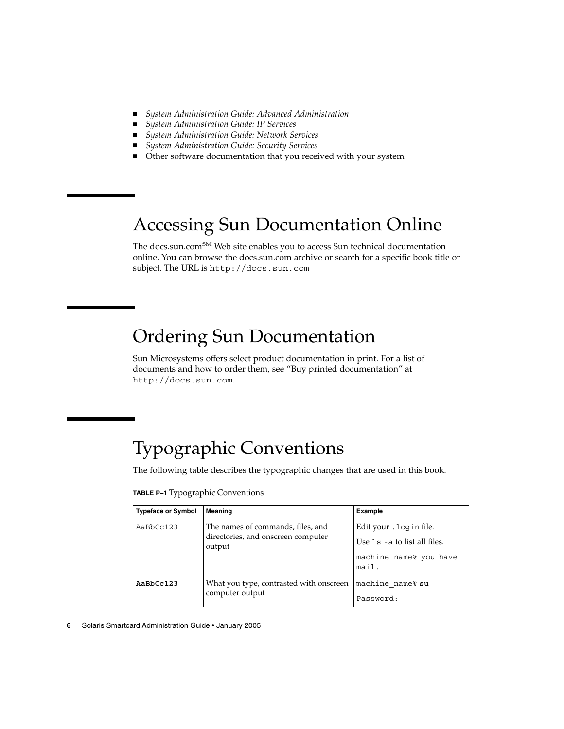- *System Administration Guide: Advanced Administration*
- *System Administration Guide: IP Services*
- *System Administration Guide: Network Services*
- *System Administration Guide: Security Services*
- Other software documentation that you received with your system

## Accessing Sun Documentation Online

The docs.sun.com[SM] Web site enables you to access Sun technical documentation online. You can browse the docs.sun.com archive or search for a specific book title or subject. The URL is `http://docs.sun.com`

## Ordering Sun Documentation

Sun Microsystems offers select product documentation in print. For a list of documents and how to order them, see "Buy printed documentation" at `http://docs.sun.com`.

## Typographic Conventions

The following table describes the typographic changes that are used in this book.

**TABLE P–1** Typographic Conventions

| Typeface or Symbol | Meaning | Example |
| --- | --- | --- |
| `AaBbCc123` | The names of commands, files, and directories, and onscreen computer output | Edit your `.login` file.<br>Use `ls -a` to list all files.<br>`machine_name% you have mail.` |
| **`AaBbCc123`** | What you type, contrasted with onscreen computer output | `machine_name%` **`su`**<br>`Password:` |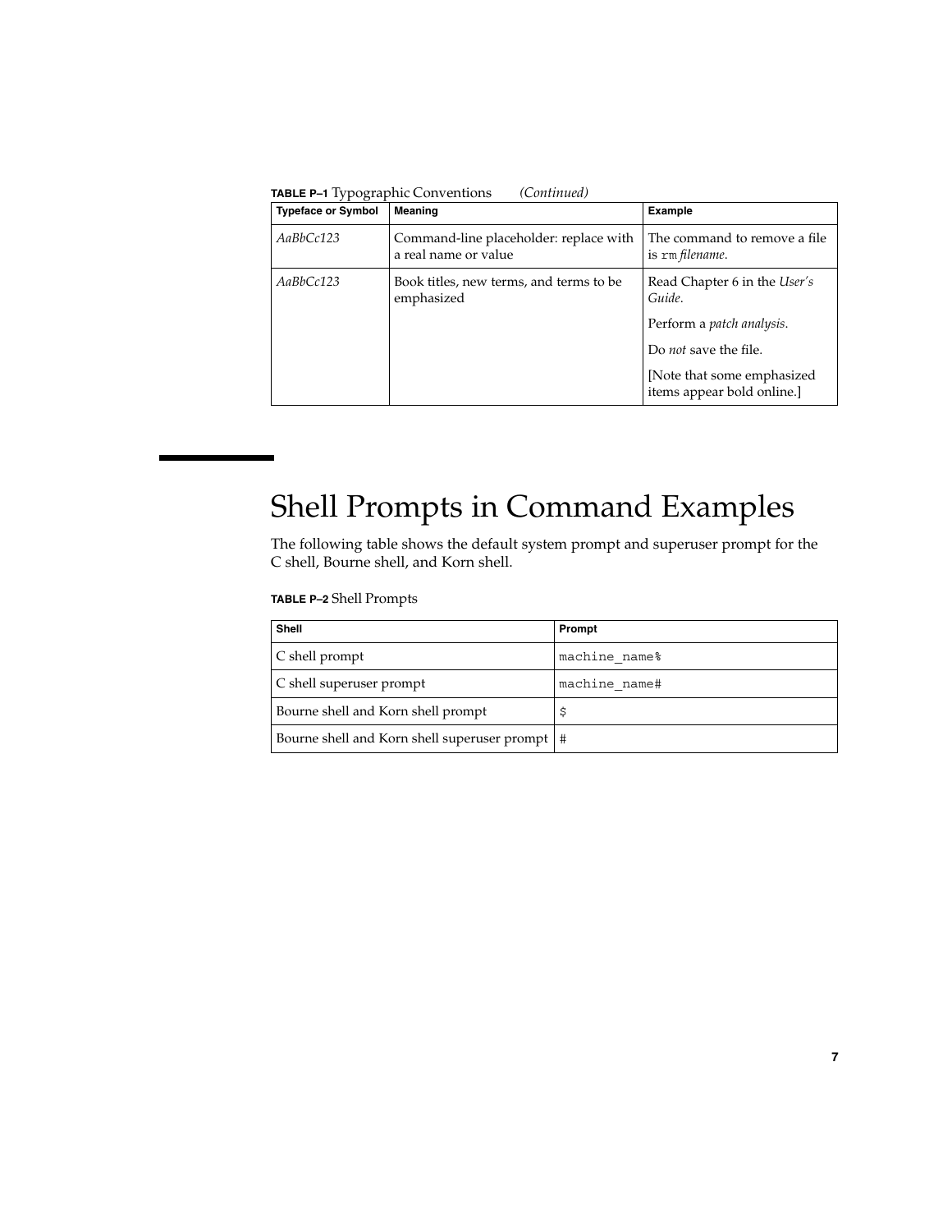**TABLE P–1** Typographic Conventions *(Continued)*

| Typeface or Symbol | Meaning | Example |
| --- | --- | --- |
| *AaBbCc123* | Command-line placeholder: replace with a real name or value | The command to remove a file is `rm` *filename*. |
| *AaBbCc123* | Book titles, new terms, and terms to be emphasized | Read Chapter 6 in the *User's Guide*.<br>Perform a *patch analysis*.<br>Do *not* save the file.<br>[Note that some emphasized items appear bold online.] |

# Shell Prompts in Command Examples

The following table shows the default system prompt and superuser prompt for the C shell, Bourne shell, and Korn shell.

**TABLE P–2** Shell Prompts

| Shell | Prompt |
| --- | --- |
| C shell prompt | `machine_name%` |
| C shell superuser prompt | `machine_name#` |
| Bourne shell and Korn shell prompt | `$` |
| Bourne shell and Korn shell superuser prompt | `#` |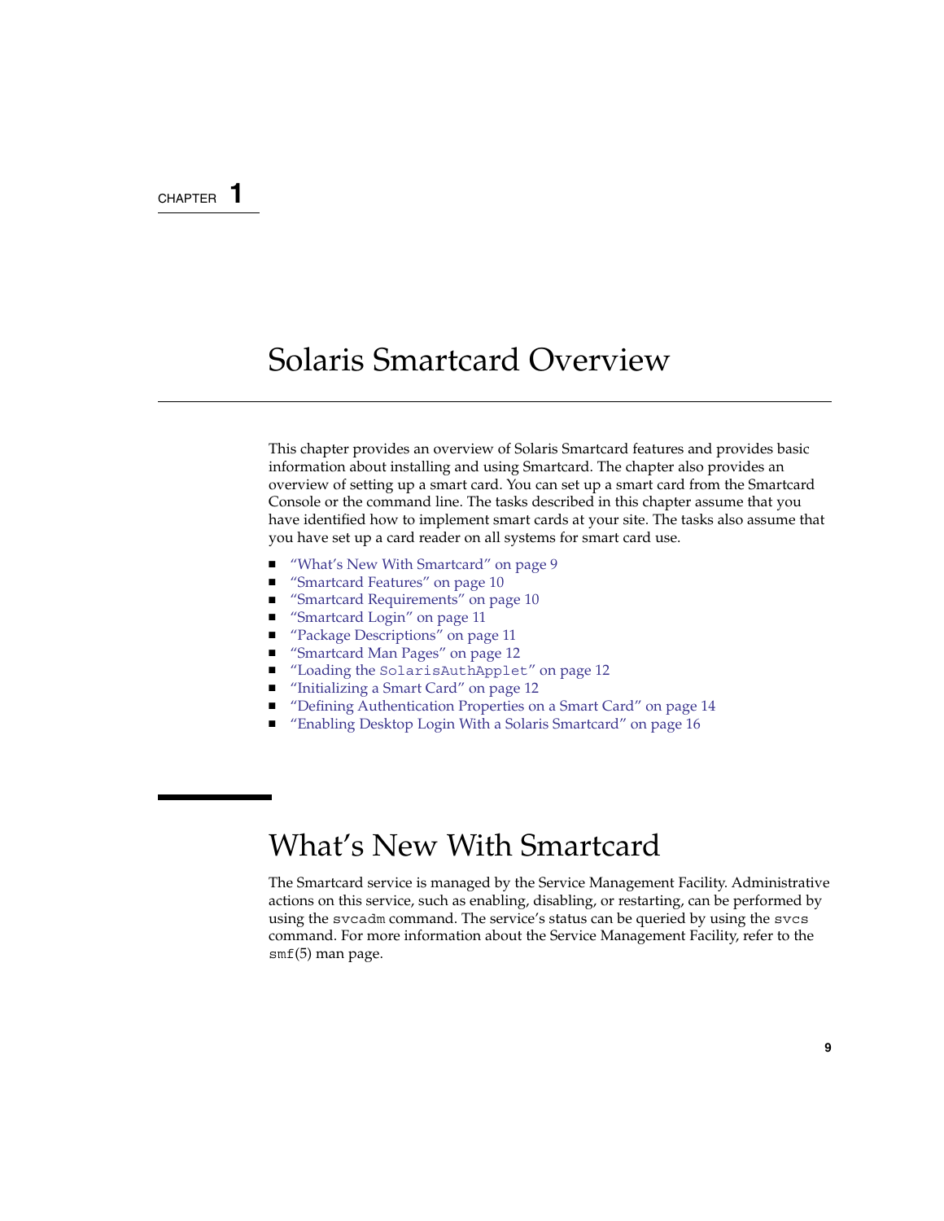CHAPTER 1

# Solaris Smartcard Overview

This chapter provides an overview of Solaris Smartcard features and provides basic information about installing and using Smartcard. The chapter also provides an overview of setting up a smart card. You can set up a smart card from the Smartcard Console or the command line. The tasks described in this chapter assume that you have identified how to implement smart cards at your site. The tasks also assume that you have set up a card reader on all systems for smart card use.

- "What's New With Smartcard" on page 9
- "Smartcard Features" on page 10
- "Smartcard Requirements" on page 10
- "Smartcard Login" on page 11
- "Package Descriptions" on page 11
- "Smartcard Man Pages" on page 12
- "Loading the `SolarisAuthApplet`" on page 12
- "Initializing a Smart Card" on page 12
- "Defining Authentication Properties on a Smart Card" on page 14
- "Enabling Desktop Login With a Solaris Smartcard" on page 16

## What's New With Smartcard

The Smartcard service is managed by the Service Management Facility. Administrative actions on this service, such as enabling, disabling, or restarting, can be performed by using the `svcadm` command. The service's status can be queried by using the `svcs` command. For more information about the Service Management Facility, refer to the `smf`(5) man page.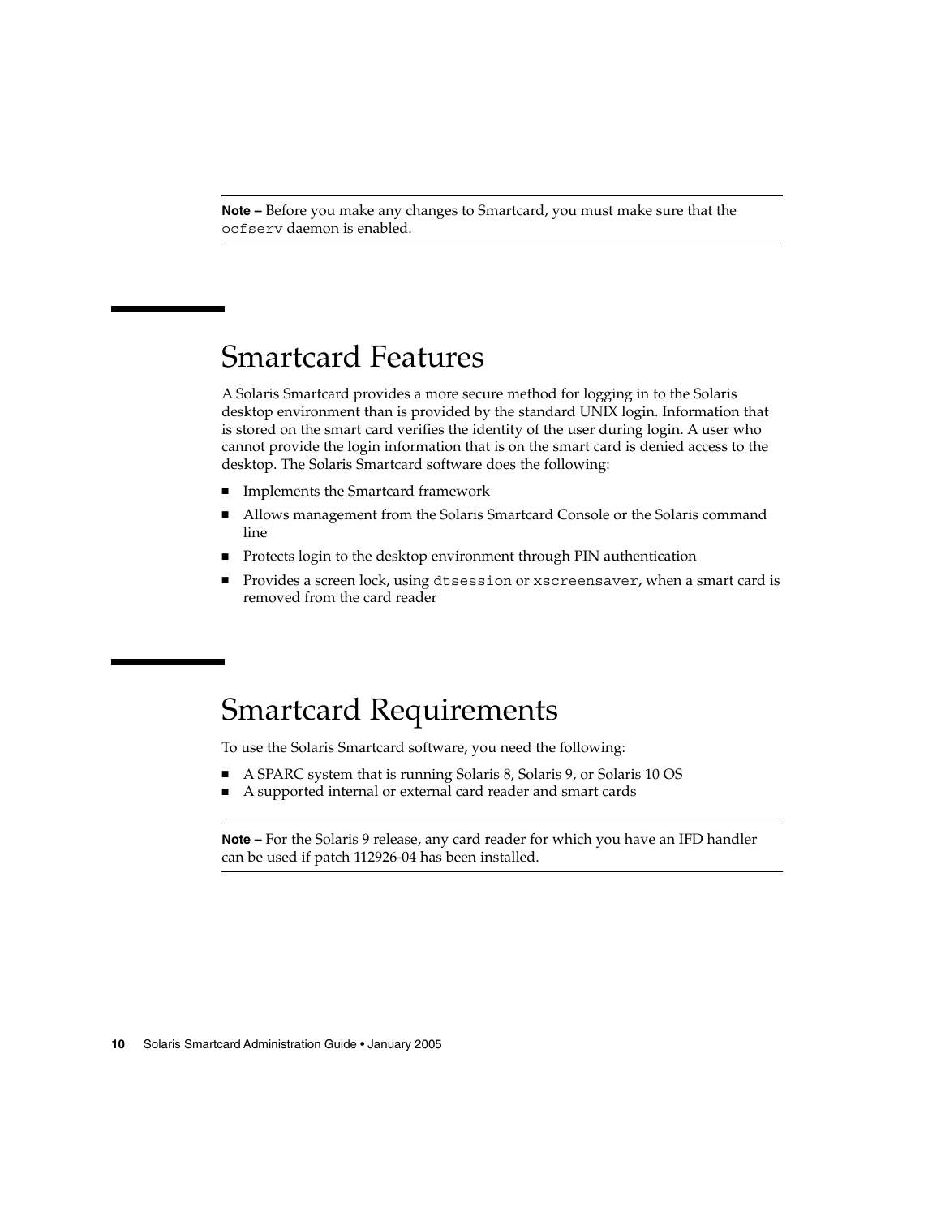**Note –** Before you make any changes to Smartcard, you must make sure that the `ocfserv` daemon is enabled.

## Smartcard Features

A Solaris Smartcard provides a more secure method for logging in to the Solaris desktop environment than is provided by the standard UNIX login. Information that is stored on the smart card verifies the identity of the user during login. A user who cannot provide the login information that is on the smart card is denied access to the desktop. The Solaris Smartcard software does the following:

- Implements the Smartcard framework
- Allows management from the Solaris Smartcard Console or the Solaris command line
- Protects login to the desktop environment through PIN authentication
- Provides a screen lock, using `dtsession` or `xscreensaver`, when a smart card is removed from the card reader

## Smartcard Requirements

To use the Solaris Smartcard software, you need the following:

- A SPARC system that is running Solaris 8, Solaris 9, or Solaris 10 OS
- A supported internal or external card reader and smart cards

**Note –** For the Solaris 9 release, any card reader for which you have an IFD handler can be used if patch 112926-04 has been installed.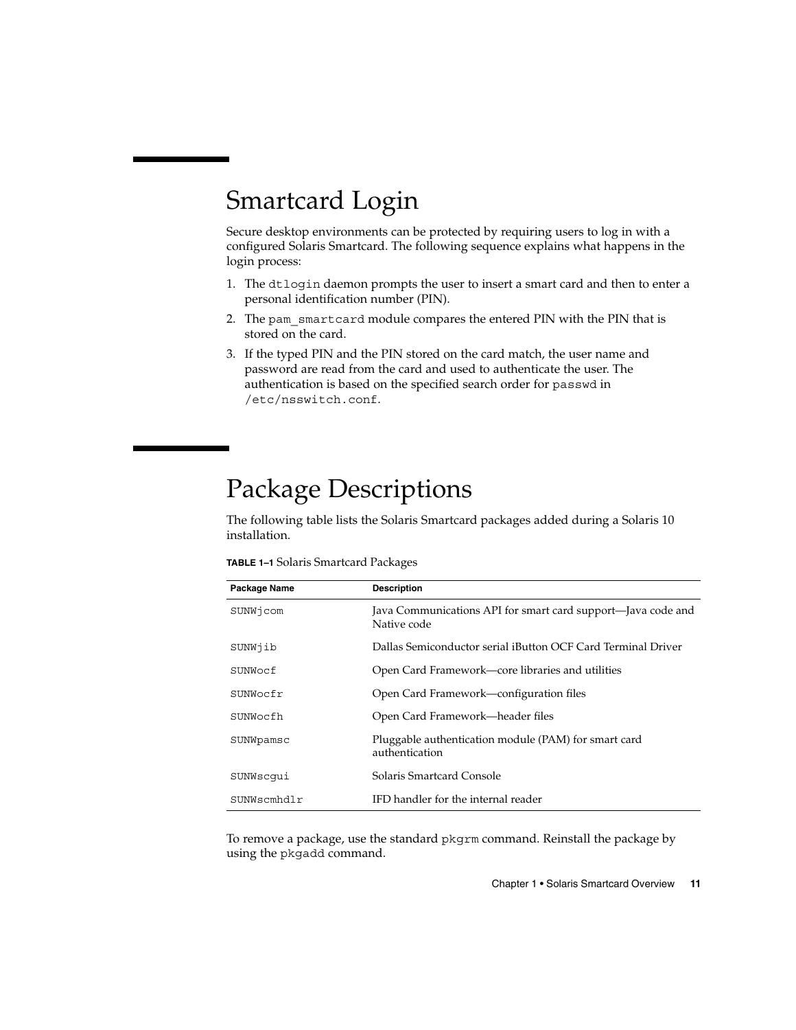# Smartcard Login

Secure desktop environments can be protected by requiring users to log in with a configured Solaris Smartcard. The following sequence explains what happens in the login process:

1. The `dtlogin` daemon prompts the user to insert a smart card and then to enter a personal identification number (PIN).
2. The `pam_smartcard` module compares the entered PIN with the PIN that is stored on the card.
3. If the typed PIN and the PIN stored on the card match, the user name and password are read from the card and used to authenticate the user. The authentication is based on the specified search order for `passwd` in `/etc/nsswitch.conf`.

# Package Descriptions

The following table lists the Solaris Smartcard packages added during a Solaris 10 installation.

**TABLE 1–1** Solaris Smartcard Packages

| Package Name | Description |
| --- | --- |
| `SUNWjcom` | Java Communications API for smart card support—Java code and Native code |
| `SUNWjib` | Dallas Semiconductor serial iButton OCF Card Terminal Driver |
| `SUNWocf` | Open Card Framework—core libraries and utilities |
| `SUNWocfr` | Open Card Framework—configuration files |
| `SUNWocfh` | Open Card Framework—header files |
| `SUNWpamsc` | Pluggable authentication module (PAM) for smart card authentication |
| `SUNWscgui` | Solaris Smartcard Console |
| `SUNWscmhdlr` | IFD handler for the internal reader |

To remove a package, use the standard `pkgrm` command. Reinstall the package by using the `pkgadd` command.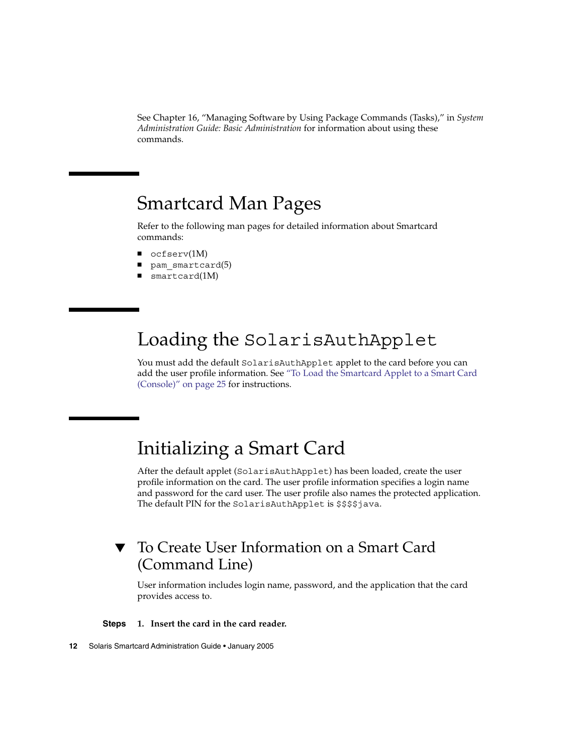See Chapter 16, "Managing Software by Using Package Commands (Tasks)," in *System Administration Guide: Basic Administration* for information about using these commands.

## Smartcard Man Pages

Refer to the following man pages for detailed information about Smartcard commands:

- `ocfserv`(1M)
- `pam_smartcard`(5)
- `smartcard`(1M)

## Loading the `SolarisAuthApplet`

You must add the default `SolarisAuthApplet` applet to the card before you can add the user profile information. See "To Load the Smartcard Applet to a Smart Card (Console)" on page 25 for instructions.

## Initializing a Smart Card

After the default applet (`SolarisAuthApplet`) has been loaded, create the user profile information on the card. The user profile information specifies a login name and password for the card user. The user profile also names the protected application. The default PIN for the `SolarisAuthApplet` is `$$$$java`.

### ▼ To Create User Information on a Smart Card (Command Line)

User information includes login name, password, and the application that the card provides access to.

**Steps** 1. **Insert the card in the card reader.**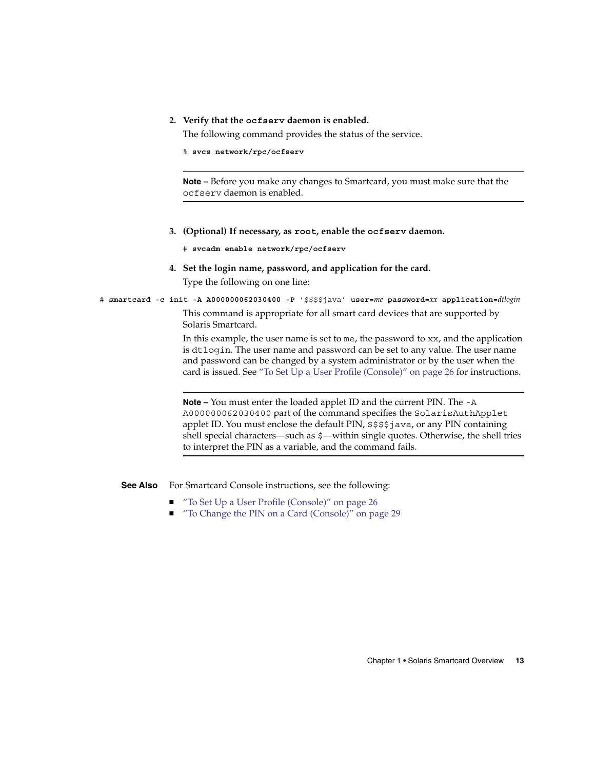2. **Verify that the `ocfserv` daemon is enabled.**

   The following command provides the status of the service.

   ```
   % svcs network/rpc/ocfserv
   ```

   ---

   **Note –** Before you make any changes to Smartcard, you must make sure that the `ocfserv` daemon is enabled.

   ---

3. **(Optional) If necessary, as `root`, enable the `ocfserv` daemon.**

   ```
   # svcadm enable network/rpc/ocfserv
   ```

4. **Set the login name, password, and application for the card.**

   Type the following on one line:

```
# smartcard -c init -A A000000062030400 -P '$$$$java' user=me password=xx application=dtlogin
```

   This command is appropriate for all smart card devices that are supported by Solaris Smartcard.

   In this example, the user name is set to `me`, the password to `xx`, and the application is `dtlogin`. The user name and password can be set to any value. The user name and password can be changed by a system administrator or by the user when the card is issued. See "To Set Up a User Profile (Console)" on page 26 for instructions.

   ---

   **Note –** You must enter the loaded applet ID and the current PIN. The `-A A000000062030400` part of the command specifies the `SolarisAuthApplet` applet ID. You must enclose the default PIN, `$$$$java`, or any PIN containing shell special characters—such as `$`—within single quotes. Otherwise, the shell tries to interpret the PIN as a variable, and the command fails.

   ---

**See Also** For Smartcard Console instructions, see the following:

- "To Set Up a User Profile (Console)" on page 26
- "To Change the PIN on a Card (Console)" on page 29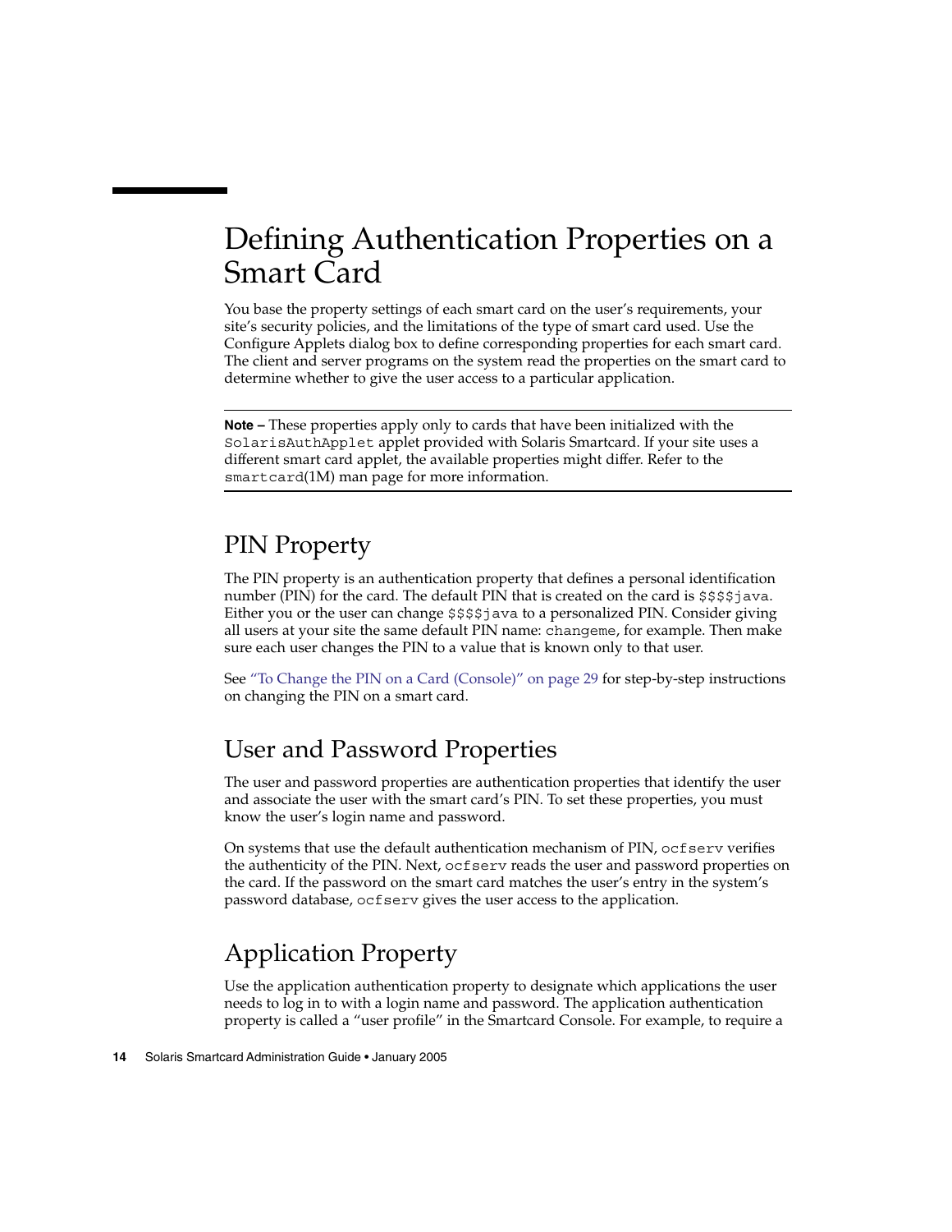# Defining Authentication Properties on a Smart Card

You base the property settings of each smart card on the user's requirements, your site's security policies, and the limitations of the type of smart card used. Use the Configure Applets dialog box to define corresponding properties for each smart card. The client and server programs on the system read the properties on the smart card to determine whether to give the user access to a particular application.

---

**Note –** These properties apply only to cards that have been initialized with the `SolarisAuthApplet` applet provided with Solaris Smartcard. If your site uses a different smart card applet, the available properties might differ. Refer to the `smartcard`(1M) man page for more information.

---

## PIN Property

The PIN property is an authentication property that defines a personal identification number (PIN) for the card. The default PIN that is created on the card is `$$$$java`. Either you or the user can change `$$$$java` to a personalized PIN. Consider giving all users at your site the same default PIN name: `changeme`, for example. Then make sure each user changes the PIN to a value that is known only to that user.

See "To Change the PIN on a Card (Console)" on page 29 for step-by-step instructions on changing the PIN on a smart card.

## User and Password Properties

The user and password properties are authentication properties that identify the user and associate the user with the smart card's PIN. To set these properties, you must know the user's login name and password.

On systems that use the default authentication mechanism of PIN, `ocfserv` verifies the authenticity of the PIN. Next, `ocfserv` reads the user and password properties on the card. If the password on the smart card matches the user's entry in the system's password database, `ocfserv` gives the user access to the application.

## Application Property

Use the application authentication property to designate which applications the user needs to log in to with a login name and password. The application authentication property is called a "user profile" in the Smartcard Console. For example, to require a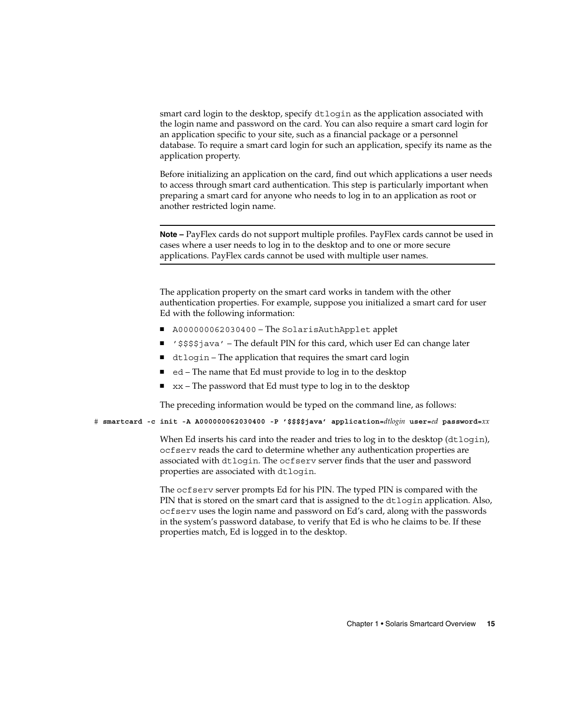smart card login to the desktop, specify `dtlogin` as the application associated with the login name and password on the card. You can also require a smart card login for an application specific to your site, such as a financial package or a personnel database. To require a smart card login for such an application, specify its name as the application property.

Before initializing an application on the card, find out which applications a user needs to access through smart card authentication. This step is particularly important when preparing a smart card for anyone who needs to log in to an application as root or another restricted login name.

---

**Note –** PayFlex cards do not support multiple profiles. PayFlex cards cannot be used in cases where a user needs to log in to the desktop and to one or more secure applications. PayFlex cards cannot be used with multiple user names.

---

The application property on the smart card works in tandem with the other authentication properties. For example, suppose you initialized a smart card for user Ed with the following information:

- `A000000062030400` – The `SolarisAuthApplet` applet
- `'$$$$java'` – The default PIN for this card, which user Ed can change later
- `dtlogin` – The application that requires the smart card login
- `ed` – The name that Ed must provide to log in to the desktop
- `xx` – The password that Ed must type to log in to the desktop

The preceding information would be typed on the command line, as follows:

```
# smartcard -c init -A A000000062030400 -P '$$$$java' application=dtlogin user=ed password=xx
```

When Ed inserts his card into the reader and tries to log in to the desktop (`dtlogin`), `ocfserv` reads the card to determine whether any authentication properties are associated with `dtlogin`. The `ocfserv` server finds that the user and password properties are associated with `dtlogin`.

The `ocfserv` server prompts Ed for his PIN. The typed PIN is compared with the PIN that is stored on the smart card that is assigned to the `dtlogin` application. Also, `ocfserv` uses the login name and password on Ed's card, along with the passwords in the system's password database, to verify that Ed is who he claims to be. If these properties match, Ed is logged in to the desktop.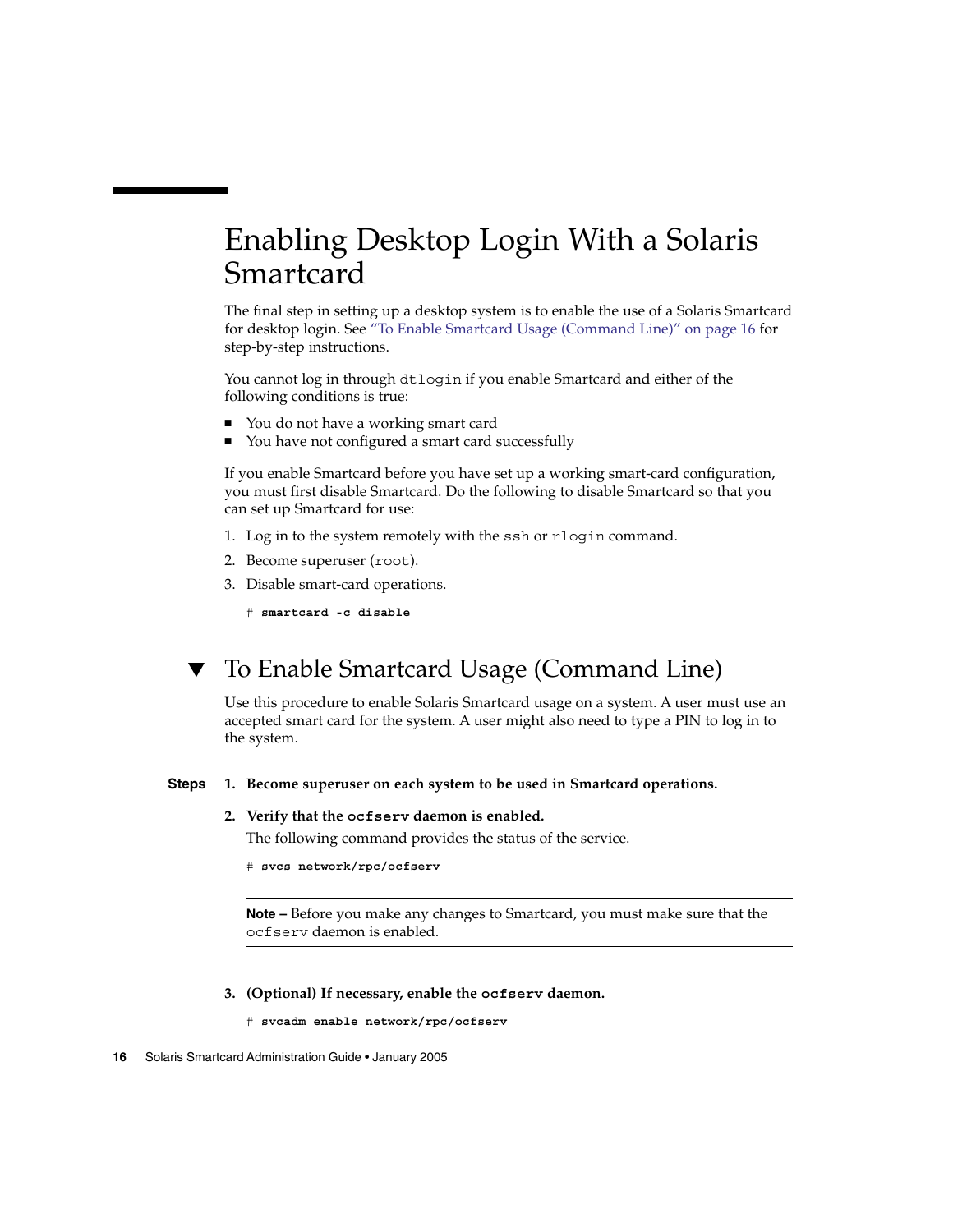# Enabling Desktop Login With a Solaris Smartcard

The final step in setting up a desktop system is to enable the use of a Solaris Smartcard for desktop login. See "To Enable Smartcard Usage (Command Line)" on page 16 for step-by-step instructions.

You cannot log in through `dtlogin` if you enable Smartcard and either of the following conditions is true:

- You do not have a working smart card
- You have not configured a smart card successfully

If you enable Smartcard before you have set up a working smart-card configuration, you must first disable Smartcard. Do the following to disable Smartcard so that you can set up Smartcard for use:

1. Log in to the system remotely with the `ssh` or `rlogin` command.
2. Become superuser (`root`).
3. Disable smart-card operations.

```
# smartcard -c disable
```

## ▼ To Enable Smartcard Usage (Command Line)

Use this procedure to enable Solaris Smartcard usage on a system. A user must use an accepted smart card for the system. A user might also need to type a PIN to log in to the system.

**Steps**

1. **Become superuser on each system to be used in Smartcard operations.**
2. **Verify that the `ocfserv` daemon is enabled.**

   The following command provides the status of the service.

   ```
   # svcs network/rpc/ocfserv
   ```

   ---

   **Note –** Before you make any changes to Smartcard, you must make sure that the `ocfserv` daemon is enabled.

   ---

3. **(Optional) If necessary, enable the `ocfserv` daemon.**

   ```
   # svcadm enable network/rpc/ocfserv
   ```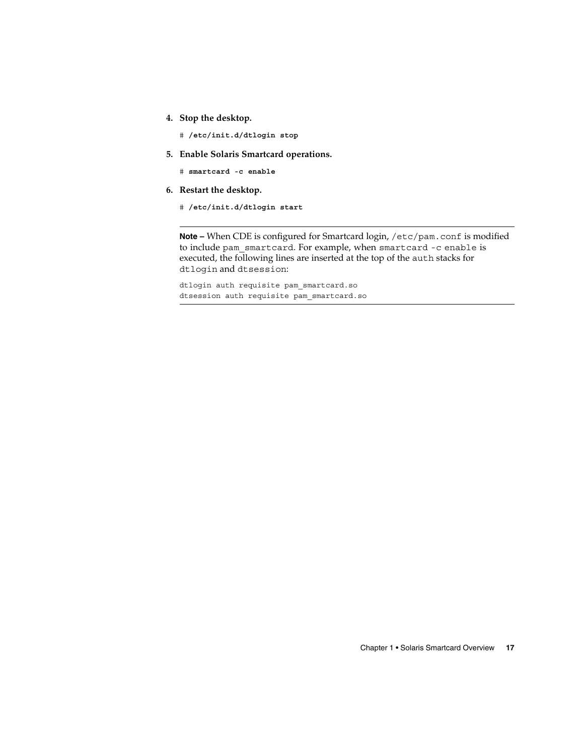4. **Stop the desktop.**

   ```
   # /etc/init.d/dtlogin stop
   ```

5. **Enable Solaris Smartcard operations.**

   ```
   # smartcard -c enable
   ```

6. **Restart the desktop.**

   ```
   # /etc/init.d/dtlogin start
   ```

---

**Note –** When CDE is configured for Smartcard login, `/etc/pam.conf` is modified to include `pam_smartcard`. For example, when `smartcard -c enable` is executed, the following lines are inserted at the top of the `auth` stacks for `dtlogin` and `dtsession`:

```
dtlogin auth requisite pam_smartcard.so
dtsession auth requisite pam_smartcard.so
```

---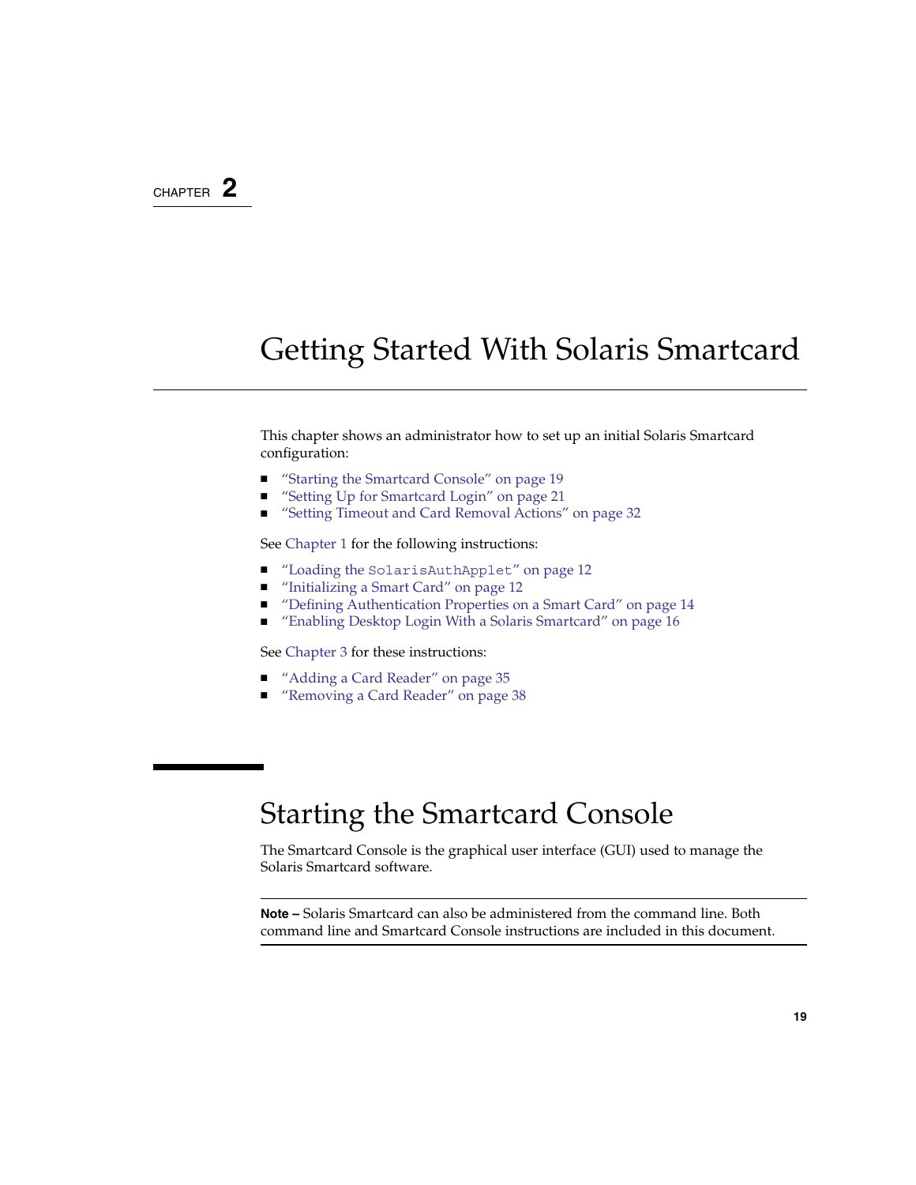CHAPTER 2

# Getting Started With Solaris Smartcard

This chapter shows an administrator how to set up an initial Solaris Smartcard configuration:

- "Starting the Smartcard Console" on page 19
- "Setting Up for Smartcard Login" on page 21
- "Setting Timeout and Card Removal Actions" on page 32

See Chapter 1 for the following instructions:

- "Loading the `SolarisAuthApplet`" on page 12
- "Initializing a Smart Card" on page 12
- "Defining Authentication Properties on a Smart Card" on page 14
- "Enabling Desktop Login With a Solaris Smartcard" on page 16

See Chapter 3 for these instructions:

- "Adding a Card Reader" on page 35
- "Removing a Card Reader" on page 38

## Starting the Smartcard Console

The Smartcard Console is the graphical user interface (GUI) used to manage the Solaris Smartcard software.

---

**Note –** Solaris Smartcard can also be administered from the command line. Both command line and Smartcard Console instructions are included in this document.

---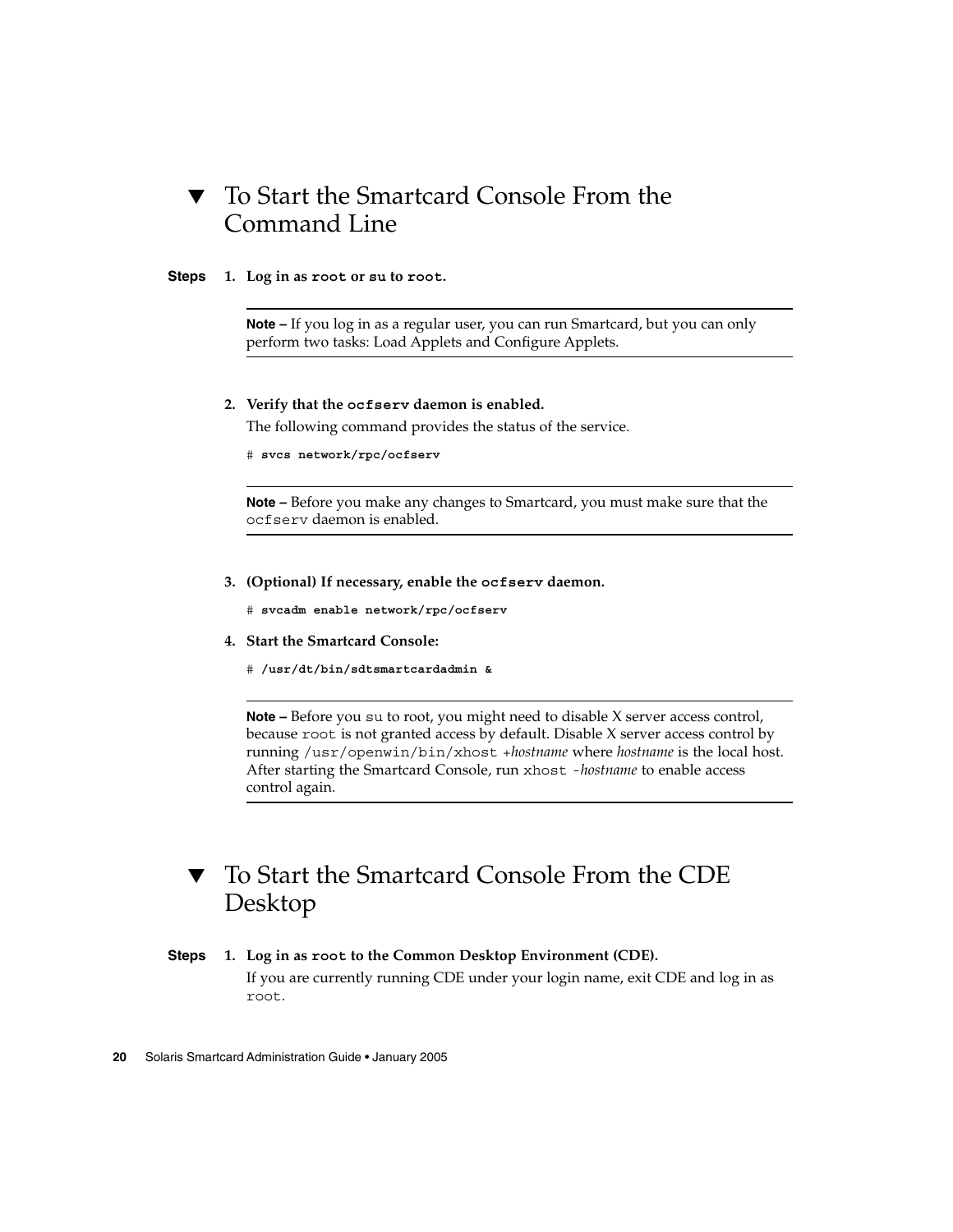## ▼ To Start the Smartcard Console From the Command Line

**Steps**

1. **Log in as `root` or `su` to `root`.**

   > **Note –** If you log in as a regular user, you can run Smartcard, but you can only perform two tasks: Load Applets and Configure Applets.

2. **Verify that the `ocfserv` daemon is enabled.**

   The following command provides the status of the service.

   ```
   # svcs network/rpc/ocfserv
   ```

   > **Note –** Before you make any changes to Smartcard, you must make sure that the `ocfserv` daemon is enabled.

3. **(Optional) If necessary, enable the `ocfserv` daemon.**

   ```
   # svcadm enable network/rpc/ocfserv
   ```

4. **Start the Smartcard Console:**

   ```
   # /usr/dt/bin/sdtsmartcardadmin &
   ```

   > **Note –** Before you `su` to root, you might need to disable X server access control, because `root` is not granted access by default. Disable X server access control by running `/usr/openwin/bin/xhost` +*hostname* where *hostname* is the local host. After starting the Smartcard Console, run `xhost` -*hostname* to enable access control again.

## ▼ To Start the Smartcard Console From the CDE Desktop

**Steps**

1. **Log in as `root` to the Common Desktop Environment (CDE).**

   If you are currently running CDE under your login name, exit CDE and log in as `root`.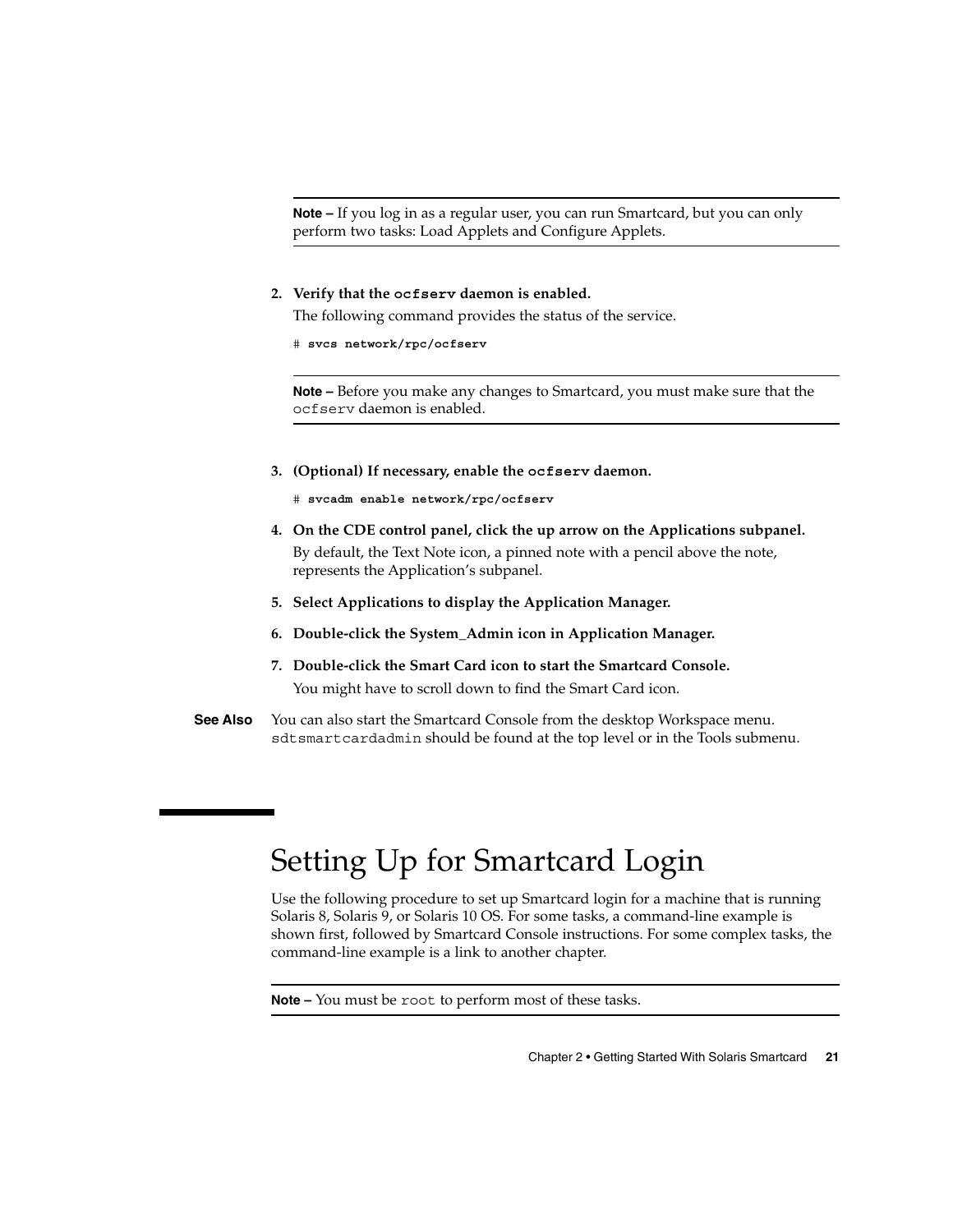**Note –** If you log in as a regular user, you can run Smartcard, but you can only perform two tasks: Load Applets and Configure Applets.

2. **Verify that the `ocfserv` daemon is enabled.**

   The following command provides the status of the service.

   ```
   # svcs network/rpc/ocfserv
   ```

   **Note –** Before you make any changes to Smartcard, you must make sure that the `ocfserv` daemon is enabled.

3. **(Optional) If necessary, enable the `ocfserv` daemon.**

   ```
   # svcadm enable network/rpc/ocfserv
   ```

4. **On the CDE control panel, click the up arrow on the Applications subpanel.**

   By default, the Text Note icon, a pinned note with a pencil above the note, represents the Application's subpanel.

5. **Select Applications to display the Application Manager.**

6. **Double-click the System_Admin icon in Application Manager.**

7. **Double-click the Smart Card icon to start the Smartcard Console.**

   You might have to scroll down to find the Smart Card icon.

**See Also** You can also start the Smartcard Console from the desktop Workspace menu. `sdtsmartcardadmin` should be found at the top level or in the Tools submenu.

## Setting Up for Smartcard Login

Use the following procedure to set up Smartcard login for a machine that is running Solaris 8, Solaris 9, or Solaris 10 OS. For some tasks, a command-line example is shown first, followed by Smartcard Console instructions. For some complex tasks, the command-line example is a link to another chapter.

**Note –** You must be `root` to perform most of these tasks.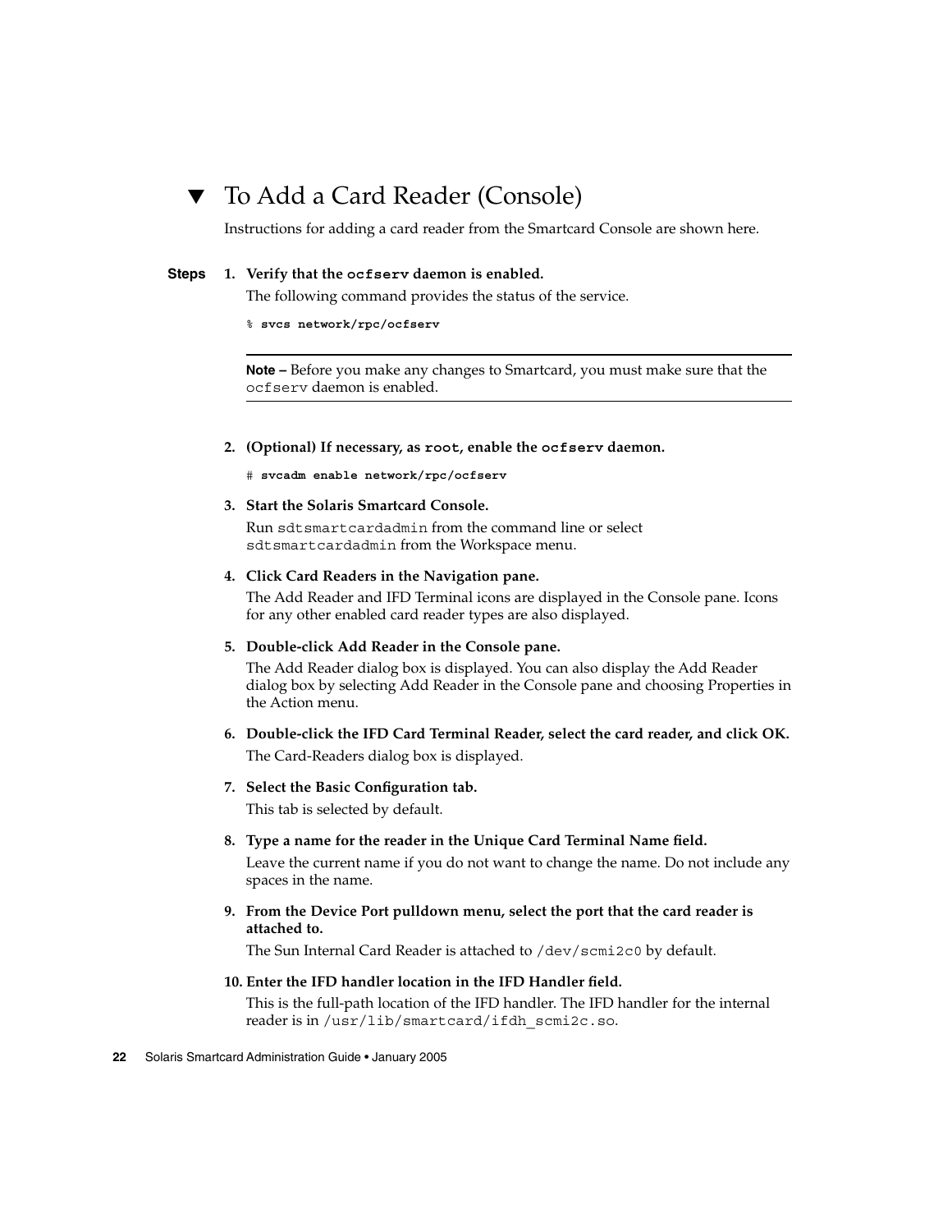## ▼ To Add a Card Reader (Console)

Instructions for adding a card reader from the Smartcard Console are shown here.

**Steps**

1. **Verify that the `ocfserv` daemon is enabled.**

   The following command provides the status of the service.

   ```
   % svcs network/rpc/ocfserv
   ```

   ---

   **Note –** Before you make any changes to Smartcard, you must make sure that the `ocfserv` daemon is enabled.

   ---

2. **(Optional) If necessary, as `root`, enable the `ocfserv` daemon.**

   ```
   # svcadm enable network/rpc/ocfserv
   ```

3. **Start the Solaris Smartcard Console.**

   Run `sdtsmartcardadmin` from the command line or select `sdtsmartcardadmin` from the Workspace menu.

4. **Click Card Readers in the Navigation pane.**

   The Add Reader and IFD Terminal icons are displayed in the Console pane. Icons for any other enabled card reader types are also displayed.

5. **Double-click Add Reader in the Console pane.**

   The Add Reader dialog box is displayed. You can also display the Add Reader dialog box by selecting Add Reader in the Console pane and choosing Properties in the Action menu.

6. **Double-click the IFD Card Terminal Reader, select the card reader, and click OK.**

   The Card-Readers dialog box is displayed.

7. **Select the Basic Configuration tab.**

   This tab is selected by default.

8. **Type a name for the reader in the Unique Card Terminal Name field.**

   Leave the current name if you do not want to change the name. Do not include any spaces in the name.

9. **From the Device Port pulldown menu, select the port that the card reader is attached to.**

   The Sun Internal Card Reader is attached to `/dev/scmi2c0` by default.

10. **Enter the IFD handler location in the IFD Handler field.**

    This is the full-path location of the IFD handler. The IFD handler for the internal reader is in `/usr/lib/smartcard/ifdh_scmi2c.so`.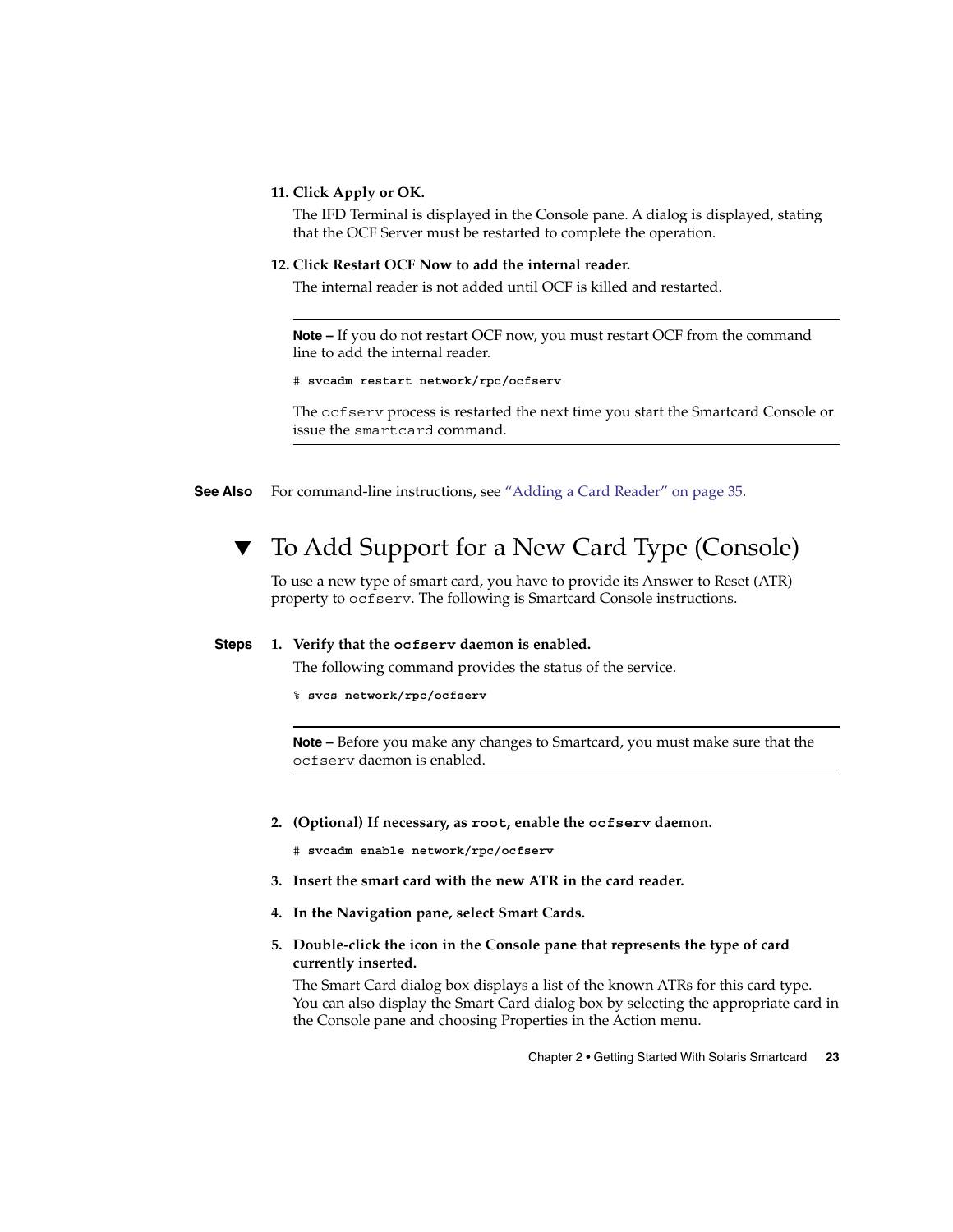11. **Click Apply or OK.**

    The IFD Terminal is displayed in the Console pane. A dialog is displayed, stating that the OCF Server must be restarted to complete the operation.

12. **Click Restart OCF Now to add the internal reader.**

    The internal reader is not added until OCF is killed and restarted.

---

**Note –** If you do not restart OCF now, you must restart OCF from the command line to add the internal reader.

```
# svcadm restart network/rpc/ocfserv
```

The `ocfserv` process is restarted the next time you start the Smartcard Console or issue the `smartcard` command.

---

**See Also** For command-line instructions, see "Adding a Card Reader" on page 35.

## ▼ To Add Support for a New Card Type (Console)

To use a new type of smart card, you have to provide its Answer to Reset (ATR) property to `ocfserv`. The following is Smartcard Console instructions.

**Steps**

1. **Verify that the `ocfserv` daemon is enabled.**

   The following command provides the status of the service.

   ```
   % svcs network/rpc/ocfserv
   ```

   ---

   **Note –** Before you make any changes to Smartcard, you must make sure that the `ocfserv` daemon is enabled.

   ---

2. **(Optional) If necessary, as `root`, enable the `ocfserv` daemon.**

   ```
   # svcadm enable network/rpc/ocfserv
   ```

3. **Insert the smart card with the new ATR in the card reader.**

4. **In the Navigation pane, select Smart Cards.**

5. **Double-click the icon in the Console pane that represents the type of card currently inserted.**

   The Smart Card dialog box displays a list of the known ATRs for this card type. You can also display the Smart Card dialog box by selecting the appropriate card in the Console pane and choosing Properties in the Action menu.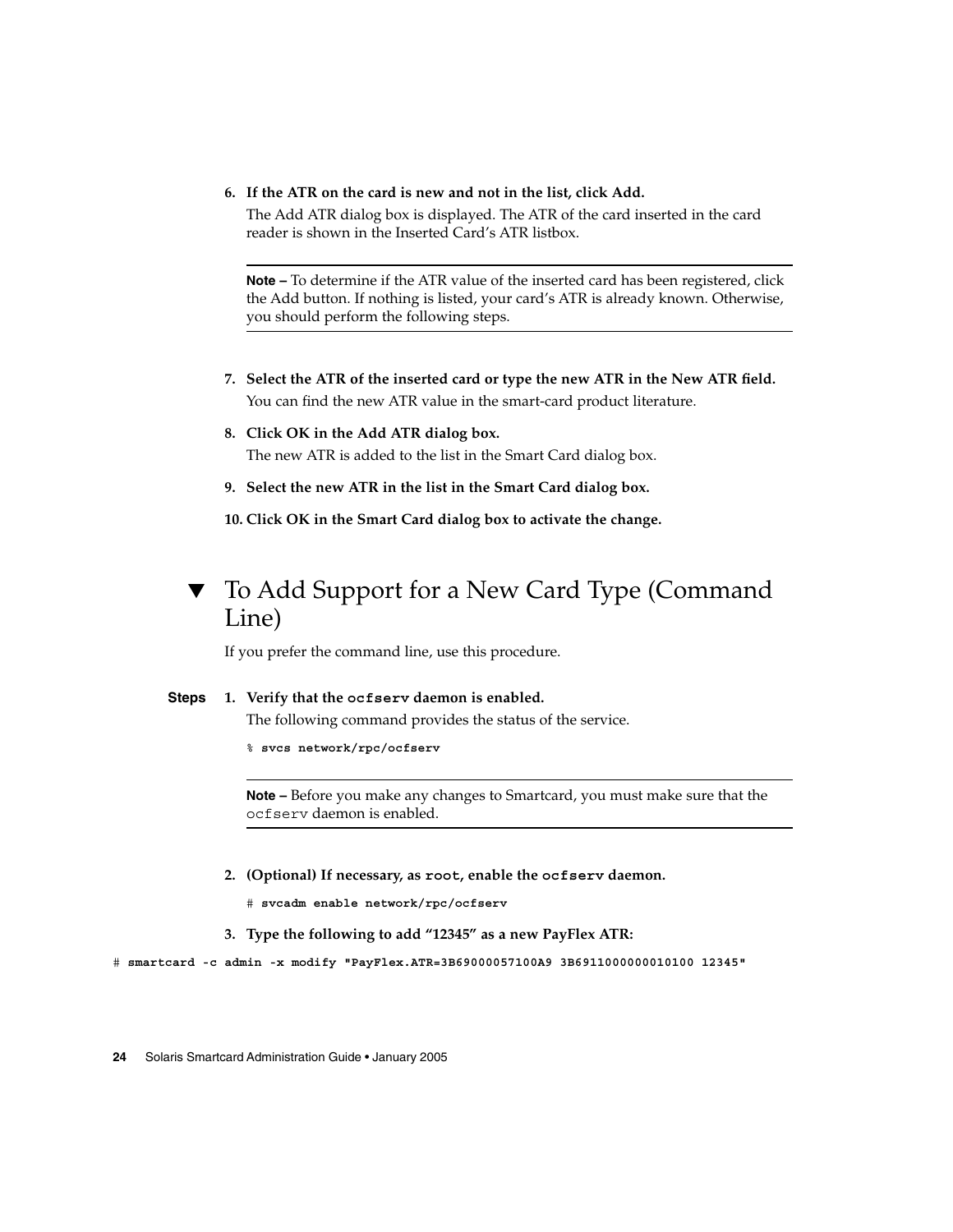6. **If the ATR on the card is new and not in the list, click Add.**

   The Add ATR dialog box is displayed. The ATR of the card inserted in the card reader is shown in the Inserted Card's ATR listbox.

   ---

   **Note –** To determine if the ATR value of the inserted card has been registered, click the Add button. If nothing is listed, your card's ATR is already known. Otherwise, you should perform the following steps.

   ---

7. **Select the ATR of the inserted card or type the new ATR in the New ATR field.**

   You can find the new ATR value in the smart-card product literature.

8. **Click OK in the Add ATR dialog box.**

   The new ATR is added to the list in the Smart Card dialog box.

9. **Select the new ATR in the list in the Smart Card dialog box.**

10. **Click OK in the Smart Card dialog box to activate the change.**

## ▼ To Add Support for a New Card Type (Command Line)

If you prefer the command line, use this procedure.

**Steps**

1. **Verify that the `ocfserv` daemon is enabled.**

   The following command provides the status of the service.

   ```
   % svcs network/rpc/ocfserv
   ```

   ---

   **Note –** Before you make any changes to Smartcard, you must make sure that the `ocfserv` daemon is enabled.

   ---

2. **(Optional) If necessary, as `root`, enable the `ocfserv` daemon.**

   ```
   # svcadm enable network/rpc/ocfserv
   ```

3. **Type the following to add "12345" as a new PayFlex ATR:**

```
# smartcard -c admin -x modify "PayFlex.ATR=3B69000057100A9 3B6911000000010100 12345"
```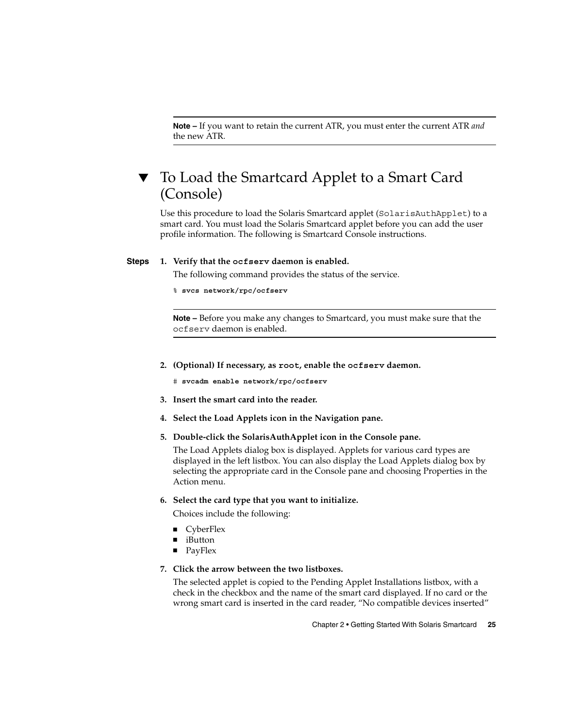**Note –** If you want to retain the current ATR, you must enter the current ATR *and* the new ATR.

## ▼ To Load the Smartcard Applet to a Smart Card (Console)

Use this procedure to load the Solaris Smartcard applet (`SolarisAuthApplet`) to a smart card. You must load the Solaris Smartcard applet before you can add the user profile information. The following is Smartcard Console instructions.

**Steps**

1. **Verify that the `ocfserv` daemon is enabled.**

   The following command provides the status of the service.

   ```
   % svcs network/rpc/ocfserv
   ```

   **Note –** Before you make any changes to Smartcard, you must make sure that the `ocfserv` daemon is enabled.

2. **(Optional) If necessary, as `root`, enable the `ocfserv` daemon.**

   ```
   # svcadm enable network/rpc/ocfserv
   ```

3. **Insert the smart card into the reader.**

4. **Select the Load Applets icon in the Navigation pane.**

5. **Double-click the SolarisAuthApplet icon in the Console pane.**

   The Load Applets dialog box is displayed. Applets for various card types are displayed in the left listbox. You can also display the Load Applets dialog box by selecting the appropriate card in the Console pane and choosing Properties in the Action menu.

6. **Select the card type that you want to initialize.**

   Choices include the following:

   - CyberFlex
   - iButton
   - PayFlex

7. **Click the arrow between the two listboxes.**

   The selected applet is copied to the Pending Applet Installations listbox, with a check in the checkbox and the name of the smart card displayed. If no card or the wrong smart card is inserted in the card reader, “No compatible devices inserted”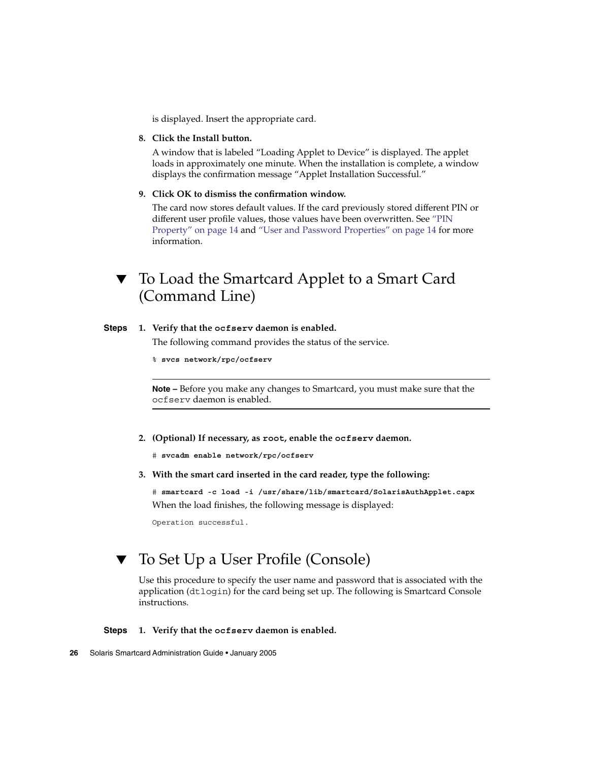is displayed. Insert the appropriate card.

8. **Click the Install button.**

   A window that is labeled "Loading Applet to Device" is displayed. The applet loads in approximately one minute. When the installation is complete, a window displays the confirmation message "Applet Installation Successful."

9. **Click OK to dismiss the confirmation window.**

   The card now stores default values. If the card previously stored different PIN or different user profile values, those values have been overwritten. See "PIN Property" on page 14 and "User and Password Properties" on page 14 for more information.

## ▼ To Load the Smartcard Applet to a Smart Card (Command Line)

**Steps**

1. **Verify that the `ocfserv` daemon is enabled.**

   The following command provides the status of the service.

   ```
   % svcs network/rpc/ocfserv
   ```

   ---

   **Note –** Before you make any changes to Smartcard, you must make sure that the `ocfserv` daemon is enabled.

   ---

2. **(Optional) If necessary, as `root`, enable the `ocfserv` daemon.**

   ```
   # svcadm enable network/rpc/ocfserv
   ```

3. **With the smart card inserted in the card reader, type the following:**

   ```
   # smartcard -c load -i /usr/share/lib/smartcard/SolarisAuthApplet.capx
   ```

   When the load finishes, the following message is displayed:

   ```
   Operation successful.
   ```

## ▼ To Set Up a User Profile (Console)

Use this procedure to specify the user name and password that is associated with the application (`dtlogin`) for the card being set up. The following is Smartcard Console instructions.

**Steps**

1. **Verify that the `ocfserv` daemon is enabled.**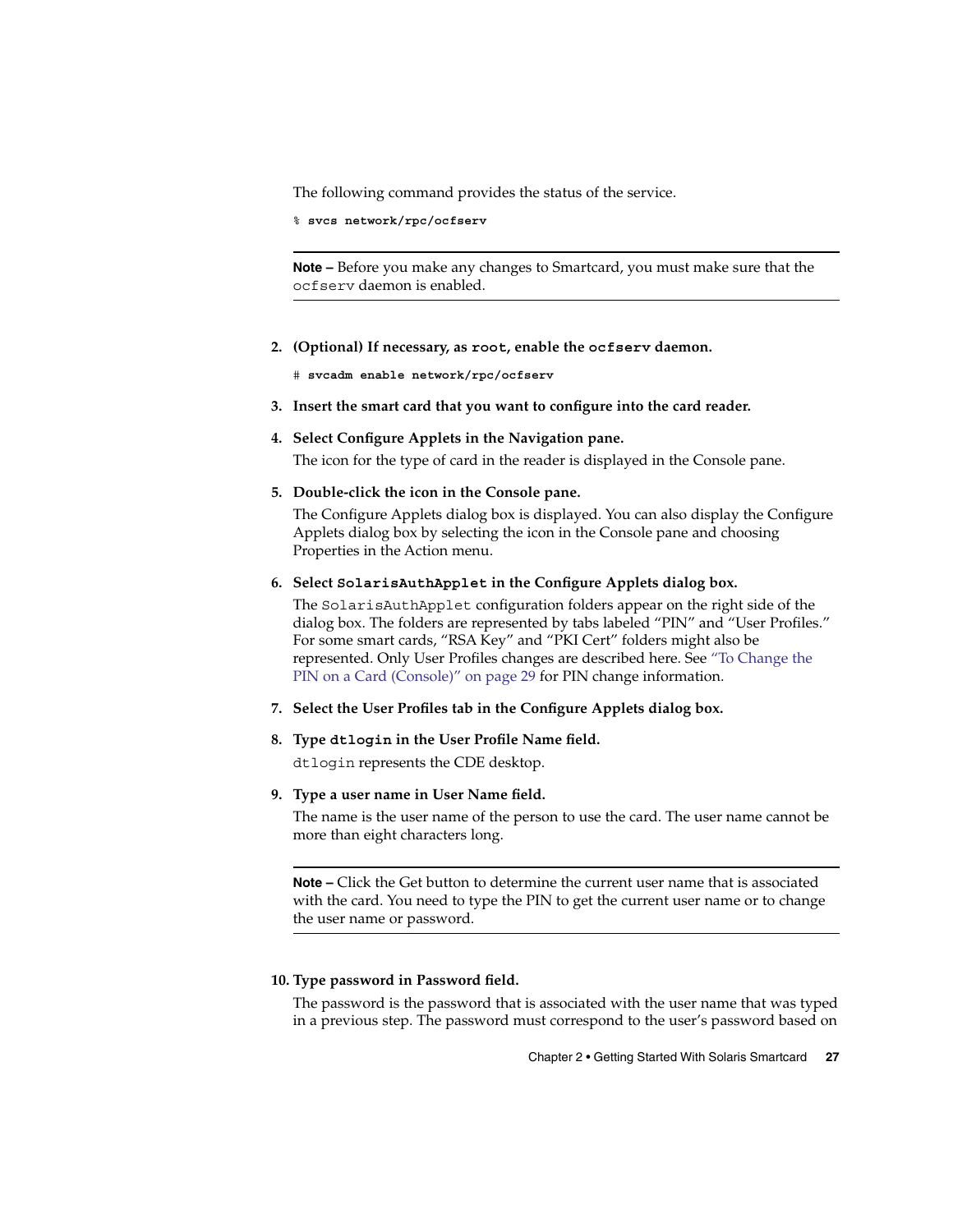The following command provides the status of the service.

```
% svcs network/rpc/ocfserv
```

---

**Note –** Before you make any changes to Smartcard, you must make sure that the `ocfserv` daemon is enabled.

---

2. **(Optional) If necessary, as `root`, enable the `ocfserv` daemon.**

   ```
   # svcadm enable network/rpc/ocfserv
   ```

3. **Insert the smart card that you want to configure into the card reader.**

4. **Select Configure Applets in the Navigation pane.**

   The icon for the type of card in the reader is displayed in the Console pane.

5. **Double-click the icon in the Console pane.**

   The Configure Applets dialog box is displayed. You can also display the Configure Applets dialog box by selecting the icon in the Console pane and choosing Properties in the Action menu.

6. **Select `SolarisAuthApplet` in the Configure Applets dialog box.**

   The `SolarisAuthApplet` configuration folders appear on the right side of the dialog box. The folders are represented by tabs labeled "PIN" and "User Profiles." For some smart cards, "RSA Key" and "PKI Cert" folders might also be represented. Only User Profiles changes are described here. See "To Change the PIN on a Card (Console)" on page 29 for PIN change information.

7. **Select the User Profiles tab in the Configure Applets dialog box.**

8. **Type `dtlogin` in the User Profile Name field.**

   `dtlogin` represents the CDE desktop.

9. **Type a user name in User Name field.**

   The name is the user name of the person to use the card. The user name cannot be more than eight characters long.

---

**Note –** Click the Get button to determine the current user name that is associated with the card. You need to type the PIN to get the current user name or to change the user name or password.

---

10. **Type password in Password field.**

    The password is the password that is associated with the user name that was typed in a previous step. The password must correspond to the user's password based on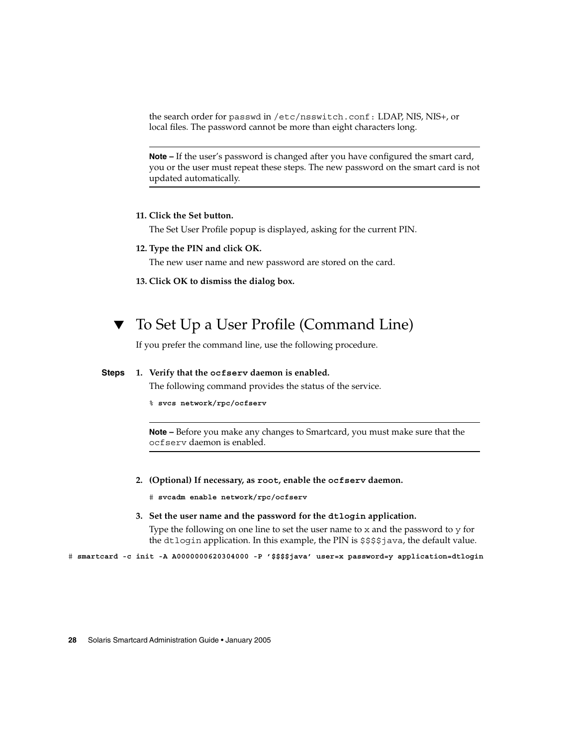the search order for `passwd` in `/etc/nsswitch.conf`: LDAP, NIS, NIS+, or local files. The password cannot be more than eight characters long.

---

**Note –** If the user's password is changed after you have configured the smart card, you or the user must repeat these steps. The new password on the smart card is not updated automatically.

---

11. **Click the Set button.**

    The Set User Profile popup is displayed, asking for the current PIN.

12. **Type the PIN and click OK.**

    The new user name and new password are stored on the card.

13. **Click OK to dismiss the dialog box.**

## ▼ To Set Up a User Profile (Command Line)

If you prefer the command line, use the following procedure.

**Steps**

1. **Verify that the `ocfserv` daemon is enabled.**

   The following command provides the status of the service.

   ```
   % svcs network/rpc/ocfserv
   ```

   ---

   **Note –** Before you make any changes to Smartcard, you must make sure that the `ocfserv` daemon is enabled.

   ---

2. **(Optional) If necessary, as `root`, enable the `ocfserv` daemon.**

   ```
   # svcadm enable network/rpc/ocfserv
   ```

3. **Set the user name and the password for the `dtlogin` application.**

   Type the following on one line to set the user name to `x` and the password to `y` for the `dtlogin` application. In this example, the PIN is `$$$$java`, the default value.

```
# smartcard -c init -A A0000000620304000 -P '$$$$java' user=x password=y application=dtlogin
```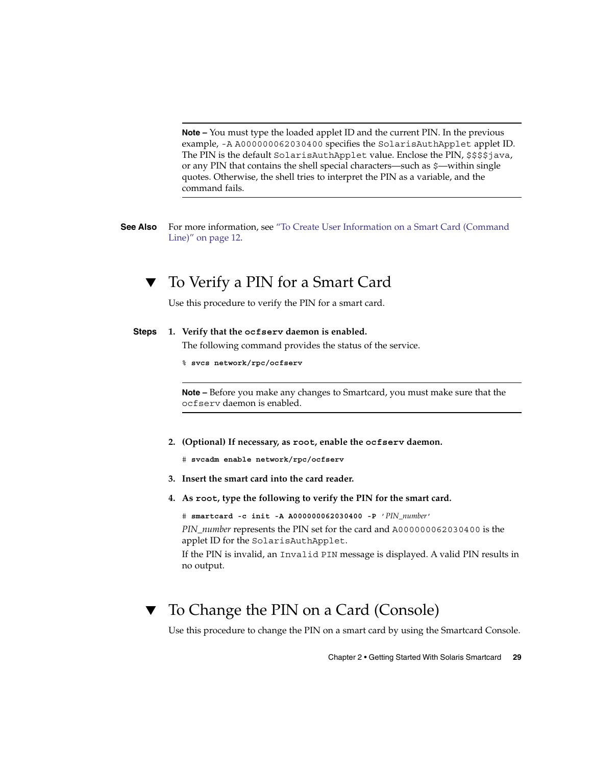**Note –** You must type the loaded applet ID and the current PIN. In the previous example, `-A A000000062030400` specifies the `SolarisAuthApplet` applet ID. The PIN is the default `SolarisAuthApplet` value. Enclose the PIN, `$$$$java`, or any PIN that contains the shell special characters—such as `$`—within single quotes. Otherwise, the shell tries to interpret the PIN as a variable, and the command fails.

**See Also** For more information, see "To Create User Information on a Smart Card (Command Line)" on page 12.

## ▼ To Verify a PIN for a Smart Card

Use this procedure to verify the PIN for a smart card.

**Steps**

1. **Verify that the `ocfserv` daemon is enabled.**

   The following command provides the status of the service.

   ```
   % svcs network/rpc/ocfserv
   ```

   **Note –** Before you make any changes to Smartcard, you must make sure that the `ocfserv` daemon is enabled.

2. **(Optional) If necessary, as `root`, enable the `ocfserv` daemon.**

   ```
   # svcadm enable network/rpc/ocfserv
   ```

3. **Insert the smart card into the card reader.**

4. **As `root`, type the following to verify the PIN for the smart card.**

   ```
   # smartcard -c init -A A000000062030400 -P 'PIN_number'
   ```

   *PIN_number* represents the PIN set for the card and `A000000062030400` is the applet ID for the `SolarisAuthApplet`.

   If the PIN is invalid, an `Invalid PIN` message is displayed. A valid PIN results in no output.

## ▼ To Change the PIN on a Card (Console)

Use this procedure to change the PIN on a smart card by using the Smartcard Console.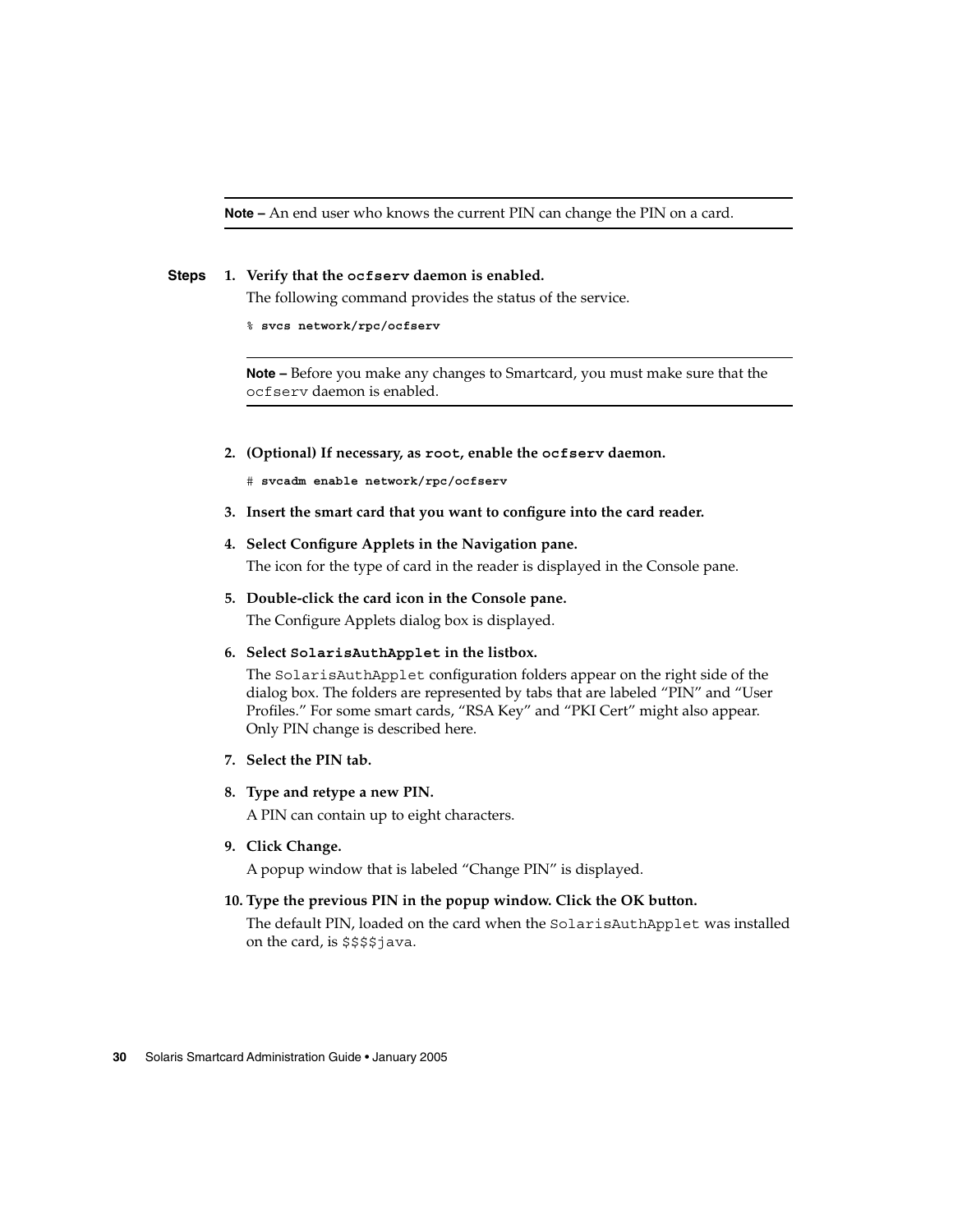**Note –** An end user who knows the current PIN can change the PIN on a card.

**Steps**

1. **Verify that the `ocfserv` daemon is enabled.**

   The following command provides the status of the service.

   ```
   % svcs network/rpc/ocfserv
   ```

   **Note –** Before you make any changes to Smartcard, you must make sure that the `ocfserv` daemon is enabled.

2. **(Optional) If necessary, as `root`, enable the `ocfserv` daemon.**

   ```
   # svcadm enable network/rpc/ocfserv
   ```

3. **Insert the smart card that you want to configure into the card reader.**

4. **Select Configure Applets in the Navigation pane.**

   The icon for the type of card in the reader is displayed in the Console pane.

5. **Double-click the card icon in the Console pane.**

   The Configure Applets dialog box is displayed.

6. **Select `SolarisAuthApplet` in the listbox.**

   The `SolarisAuthApplet` configuration folders appear on the right side of the dialog box. The folders are represented by tabs that are labeled "PIN" and "User Profiles." For some smart cards, "RSA Key" and "PKI Cert" might also appear. Only PIN change is described here.

7. **Select the PIN tab.**

8. **Type and retype a new PIN.**

   A PIN can contain up to eight characters.

9. **Click Change.**

   A popup window that is labeled "Change PIN" is displayed.

10. **Type the previous PIN in the popup window. Click the OK button.**

    The default PIN, loaded on the card when the `SolarisAuthApplet` was installed on the card, is `$$$$java`.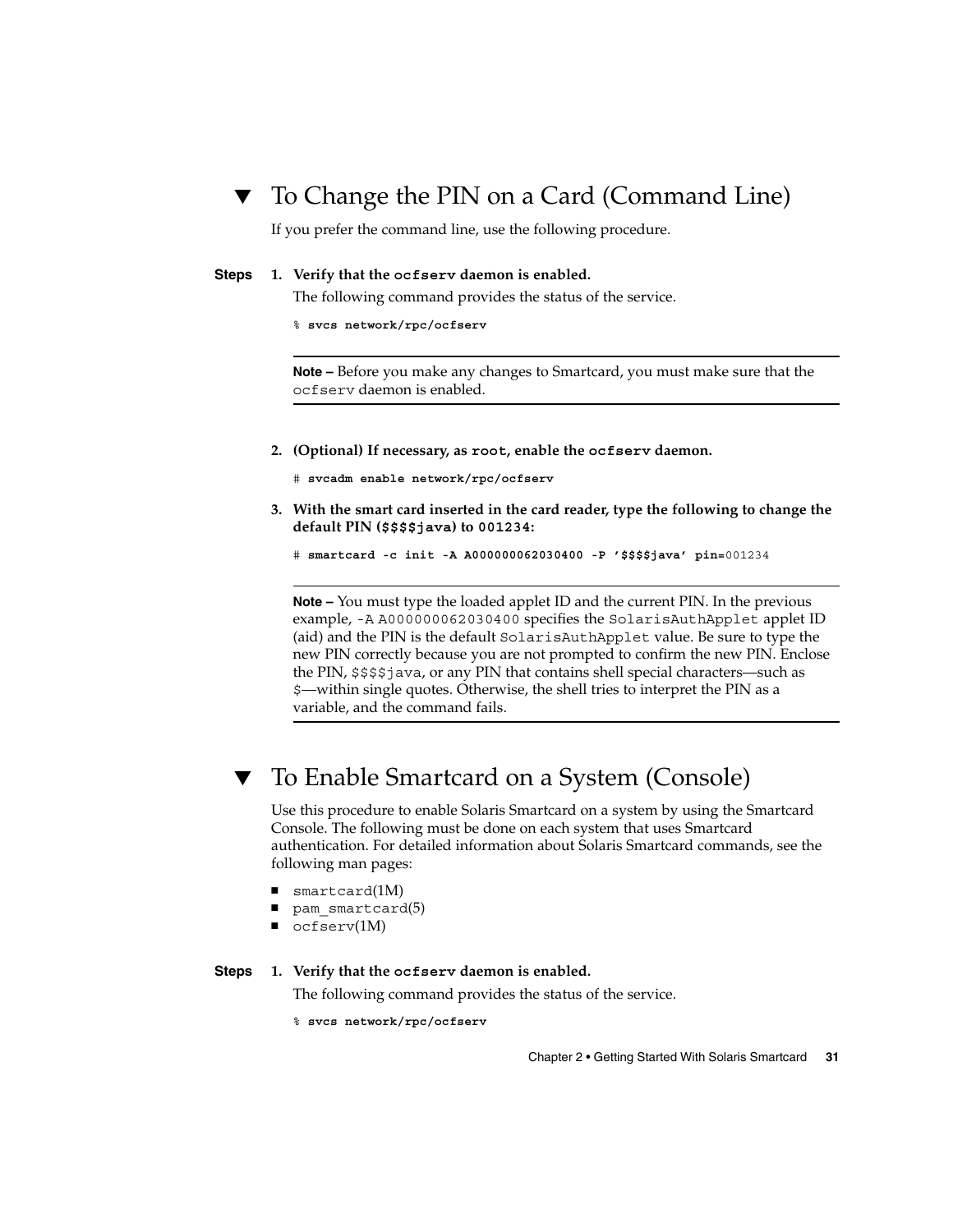## ▼ To Change the PIN on a Card (Command Line)

If you prefer the command line, use the following procedure.

**Steps**

1. **Verify that the `ocfserv` daemon is enabled.**

   The following command provides the status of the service.

   ```
   % svcs network/rpc/ocfserv
   ```

   ---

   **Note –** Before you make any changes to Smartcard, you must make sure that the `ocfserv` daemon is enabled.

   ---

2. **(Optional) If necessary, as `root`, enable the `ocfserv` daemon.**

   ```
   # svcadm enable network/rpc/ocfserv
   ```

3. **With the smart card inserted in the card reader, type the following to change the default PIN (`$$$$java`) to `001234`:**

   ```
   # smartcard -c init -A A000000062030400 -P '$$$$java' pin=001234
   ```

   ---

   **Note –** You must type the loaded applet ID and the current PIN. In the previous example, `-A A000000062030400` specifies the `SolarisAuthApplet` applet ID (aid) and the PIN is the default `SolarisAuthApplet` value. Be sure to type the new PIN correctly because you are not prompted to confirm the new PIN. Enclose the PIN, `$$$$java`, or any PIN that contains shell special characters—such as `$`—within single quotes. Otherwise, the shell tries to interpret the PIN as a variable, and the command fails.

   ---

## ▼ To Enable Smartcard on a System (Console)

Use this procedure to enable Solaris Smartcard on a system by using the Smartcard Console. The following must be done on each system that uses Smartcard authentication. For detailed information about Solaris Smartcard commands, see the following man pages:

- `smartcard`(1M)
- `pam_smartcard`(5)
- `ocfserv`(1M)

**Steps**

1. **Verify that the `ocfserv` daemon is enabled.**

   The following command provides the status of the service.

   ```
   % svcs network/rpc/ocfserv
   ```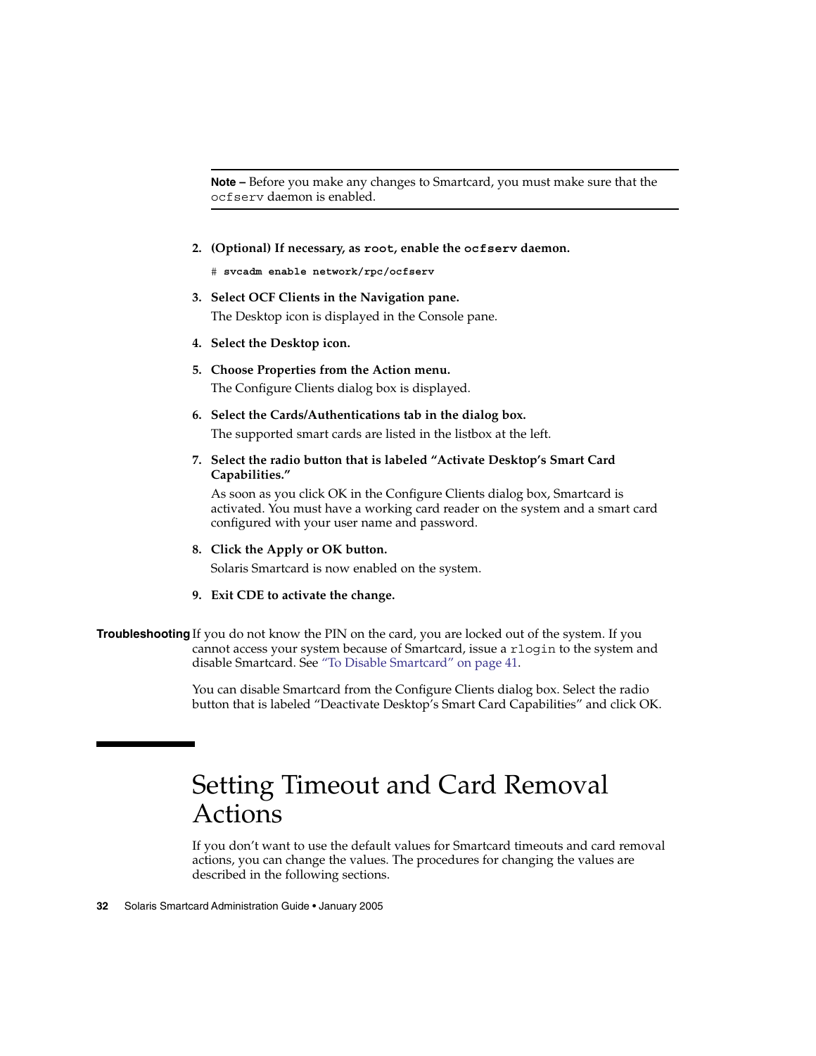---

**Note –** Before you make any changes to Smartcard, you must make sure that the `ocfserv` daemon is enabled.

---

2. **(Optional) If necessary, as `root`, enable the `ocfserv` daemon.**

   ```
   # svcadm enable network/rpc/ocfserv
   ```

3. **Select OCF Clients in the Navigation pane.**

   The Desktop icon is displayed in the Console pane.

4. **Select the Desktop icon.**

5. **Choose Properties from the Action menu.**

   The Configure Clients dialog box is displayed.

6. **Select the Cards/Authentications tab in the dialog box.**

   The supported smart cards are listed in the listbox at the left.

7. **Select the radio button that is labeled "Activate Desktop's Smart Card Capabilities."**

   As soon as you click OK in the Configure Clients dialog box, Smartcard is activated. You must have a working card reader on the system and a smart card configured with your user name and password.

8. **Click the Apply or OK button.**

   Solaris Smartcard is now enabled on the system.

9. **Exit CDE to activate the change.**

**Troubleshooting** If you do not know the PIN on the card, you are locked out of the system. If you cannot access your system because of Smartcard, issue a `rlogin` to the system and disable Smartcard. See "To Disable Smartcard" on page 41.

You can disable Smartcard from the Configure Clients dialog box. Select the radio button that is labeled "Deactivate Desktop's Smart Card Capabilities" and click OK.

# Setting Timeout and Card Removal Actions

If you don't want to use the default values for Smartcard timeouts and card removal actions, you can change the values. The procedures for changing the values are described in the following sections.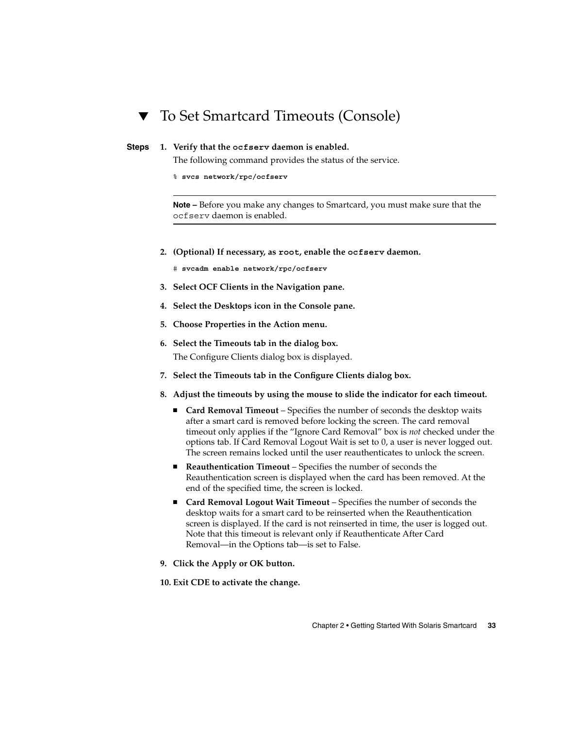# ▼ To Set Smartcard Timeouts (Console)

**Steps**

1. **Verify that the `ocfserv` daemon is enabled.**

   The following command provides the status of the service.

   ```
   % svcs network/rpc/ocfserv
   ```

   ---

   **Note –** Before you make any changes to Smartcard, you must make sure that the `ocfserv` daemon is enabled.

   ---

2. **(Optional) If necessary, as `root`, enable the `ocfserv` daemon.**

   ```
   # svcadm enable network/rpc/ocfserv
   ```

3. **Select OCF Clients in the Navigation pane.**

4. **Select the Desktops icon in the Console pane.**

5. **Choose Properties in the Action menu.**

6. **Select the Timeouts tab in the dialog box.**

   The Configure Clients dialog box is displayed.

7. **Select the Timeouts tab in the Configure Clients dialog box.**

8. **Adjust the timeouts by using the mouse to slide the indicator for each timeout.**

   - **Card Removal Timeout** – Specifies the number of seconds the desktop waits after a smart card is removed before locking the screen. The card removal timeout only applies if the “Ignore Card Removal” box is *not* checked under the options tab. If Card Removal Logout Wait is set to 0, a user is never logged out. The screen remains locked until the user reauthenticates to unlock the screen.
   - **Reauthentication Timeout** – Specifies the number of seconds the Reauthentication screen is displayed when the card has been removed. At the end of the specified time, the screen is locked.
   - **Card Removal Logout Wait Timeout** – Specifies the number of seconds the desktop waits for a smart card to be reinserted when the Reauthentication screen is displayed. If the card is not reinserted in time, the user is logged out. Note that this timeout is relevant only if Reauthenticate After Card Removal—in the Options tab—is set to False.

9. **Click the Apply or OK button.**

10. **Exit CDE to activate the change.**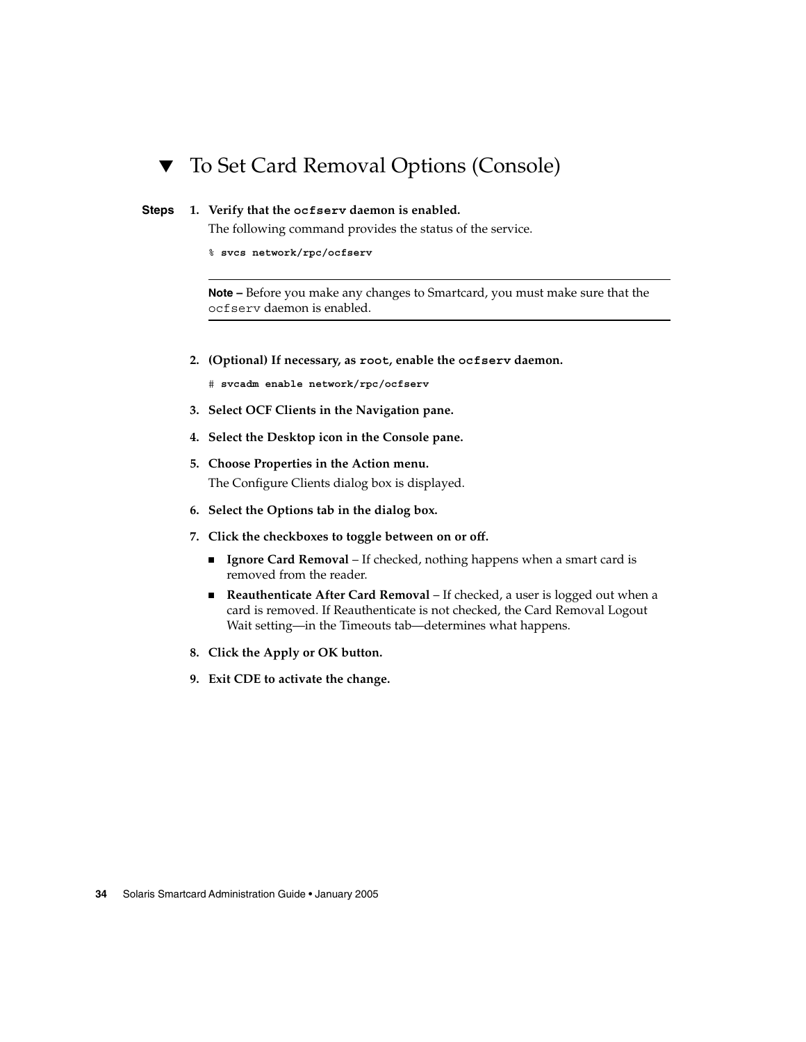## ▼ To Set Card Removal Options (Console)

**Steps**

1. **Verify that the `ocfserv` daemon is enabled.**

   The following command provides the status of the service.

   ```
   % svcs network/rpc/ocfserv
   ```

   ---

   **Note –** Before you make any changes to Smartcard, you must make sure that the `ocfserv` daemon is enabled.

   ---

2. **(Optional) If necessary, as `root`, enable the `ocfserv` daemon.**

   ```
   # svcadm enable network/rpc/ocfserv
   ```

3. **Select OCF Clients in the Navigation pane.**

4. **Select the Desktop icon in the Console pane.**

5. **Choose Properties in the Action menu.**

   The Configure Clients dialog box is displayed.

6. **Select the Options tab in the dialog box.**

7. **Click the checkboxes to toggle between on or off.**

   - **Ignore Card Removal** – If checked, nothing happens when a smart card is removed from the reader.
   - **Reauthenticate After Card Removal** – If checked, a user is logged out when a card is removed. If Reauthenticate is not checked, the Card Removal Logout Wait setting—in the Timeouts tab—determines what happens.

8. **Click the Apply or OK button.**

9. **Exit CDE to activate the change.**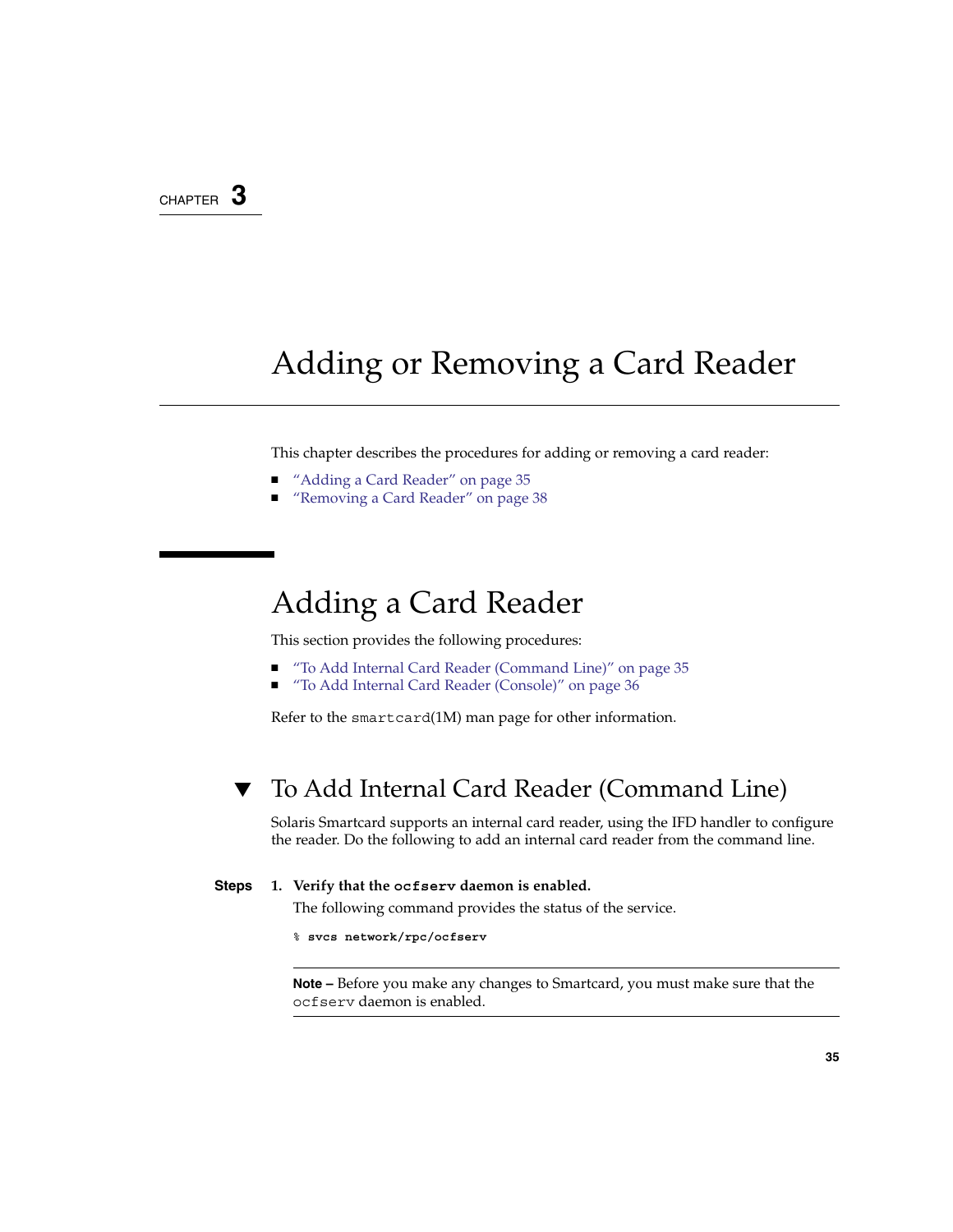CHAPTER 3

# Adding or Removing a Card Reader

This chapter describes the procedures for adding or removing a card reader:

- "Adding a Card Reader" on page 35
- "Removing a Card Reader" on page 38

## Adding a Card Reader

This section provides the following procedures:

- "To Add Internal Card Reader (Command Line)" on page 35
- "To Add Internal Card Reader (Console)" on page 36

Refer to the smartcard(1M) man page for other information.

### ▼ To Add Internal Card Reader (Command Line)

Solaris Smartcard supports an internal card reader, using the IFD handler to configure the reader. Do the following to add an internal card reader from the command line.

**Steps**

1. **Verify that the `ocfserv` daemon is enabled.**

   The following command provides the status of the service.

   ```
   % svcs network/rpc/ocfserv
   ```

   ---

   **Note –** Before you make any changes to Smartcard, you must make sure that the `ocfserv` daemon is enabled.

   ---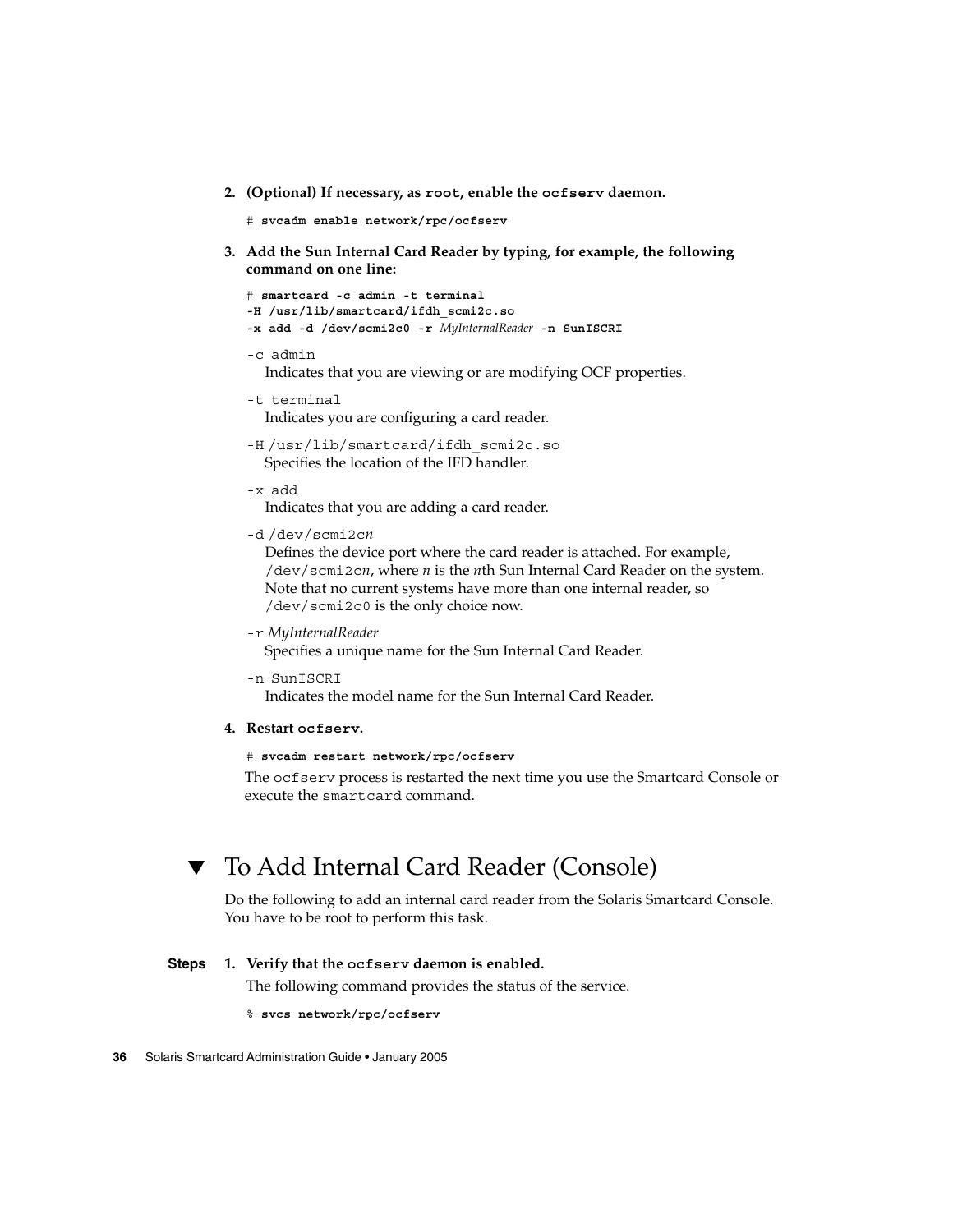2. **(Optional) If necessary, as `root`, enable the `ocfserv` daemon.**

```
# svcadm enable network/rpc/ocfserv
```

3. **Add the Sun Internal Card Reader by typing, for example, the following command on one line:**

```
# smartcard -c admin -t terminal
-H /usr/lib/smartcard/ifdh_scmi2c.so
-x add -d /dev/scmi2c0 -r MyInternalReader -n SunISCRI
```

`-c admin`
Indicates that you are viewing or are modifying OCF properties.

`-t terminal`
Indicates you are configuring a card reader.

`-H /usr/lib/smartcard/ifdh_scmi2c.so`
Specifies the location of the IFD handler.

`-x add`
Indicates that you are adding a card reader.

`-d /dev/scmi2c`*n*
Defines the device port where the card reader is attached. For example, `/dev/scmi2c`*n*, where *n* is the *n*th Sun Internal Card Reader on the system. Note that no current systems have more than one internal reader, so `/dev/scmi2c0` is the only choice now.

`-r` *MyInternalReader*
Specifies a unique name for the Sun Internal Card Reader.

`-n SunISCRI`
Indicates the model name for the Sun Internal Card Reader.

4. **Restart `ocfserv`.**

```
# svcadm restart network/rpc/ocfserv
```

The `ocfserv` process is restarted the next time you use the Smartcard Console or execute the `smartcard` command.

## ▼ To Add Internal Card Reader (Console)

Do the following to add an internal card reader from the Solaris Smartcard Console. You have to be root to perform this task.

**Steps**

1. **Verify that the `ocfserv` daemon is enabled.**

The following command provides the status of the service.

```
% svcs network/rpc/ocfserv
```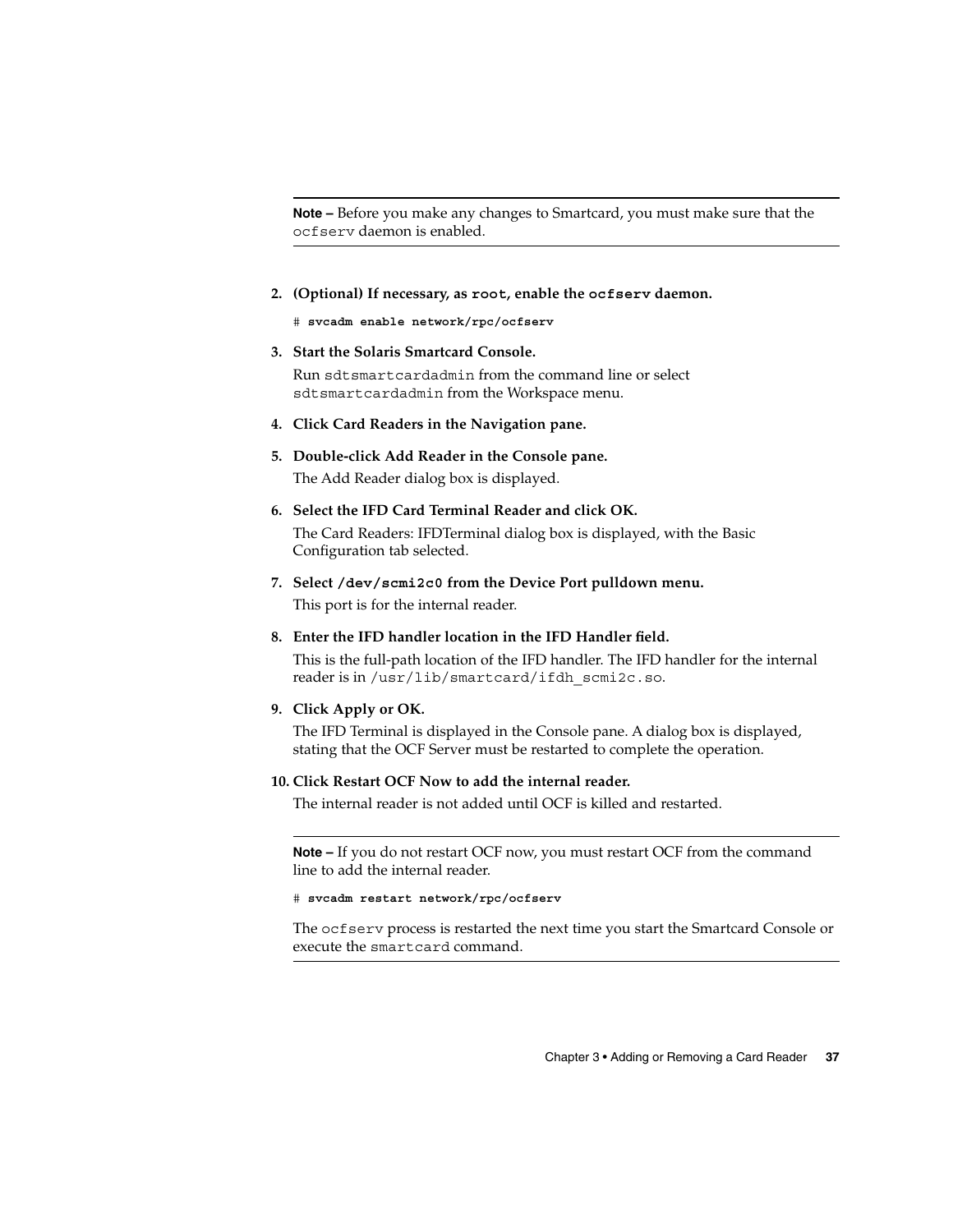**Note –** Before you make any changes to Smartcard, you must make sure that the `ocfserv` daemon is enabled.

2. **(Optional) If necessary, as `root`, enable the `ocfserv` daemon.**

   ```
   # svcadm enable network/rpc/ocfserv
   ```

3. **Start the Solaris Smartcard Console.**

   Run `sdtsmartcardadmin` from the command line or select `sdtsmartcardadmin` from the Workspace menu.

4. **Click Card Readers in the Navigation pane.**

5. **Double-click Add Reader in the Console pane.**

   The Add Reader dialog box is displayed.

6. **Select the IFD Card Terminal Reader and click OK.**

   The Card Readers: IFDTerminal dialog box is displayed, with the Basic Configuration tab selected.

7. **Select `/dev/scmi2c0` from the Device Port pulldown menu.**

   This port is for the internal reader.

8. **Enter the IFD handler location in the IFD Handler field.**

   This is the full-path location of the IFD handler. The IFD handler for the internal reader is in `/usr/lib/smartcard/ifdh_scmi2c.so`.

9. **Click Apply or OK.**

   The IFD Terminal is displayed in the Console pane. A dialog box is displayed, stating that the OCF Server must be restarted to complete the operation.

10. **Click Restart OCF Now to add the internal reader.**

    The internal reader is not added until OCF is killed and restarted.

**Note –** If you do not restart OCF now, you must restart OCF from the command line to add the internal reader.

```
# svcadm restart network/rpc/ocfserv
```

The `ocfserv` process is restarted the next time you start the Smartcard Console or execute the `smartcard` command.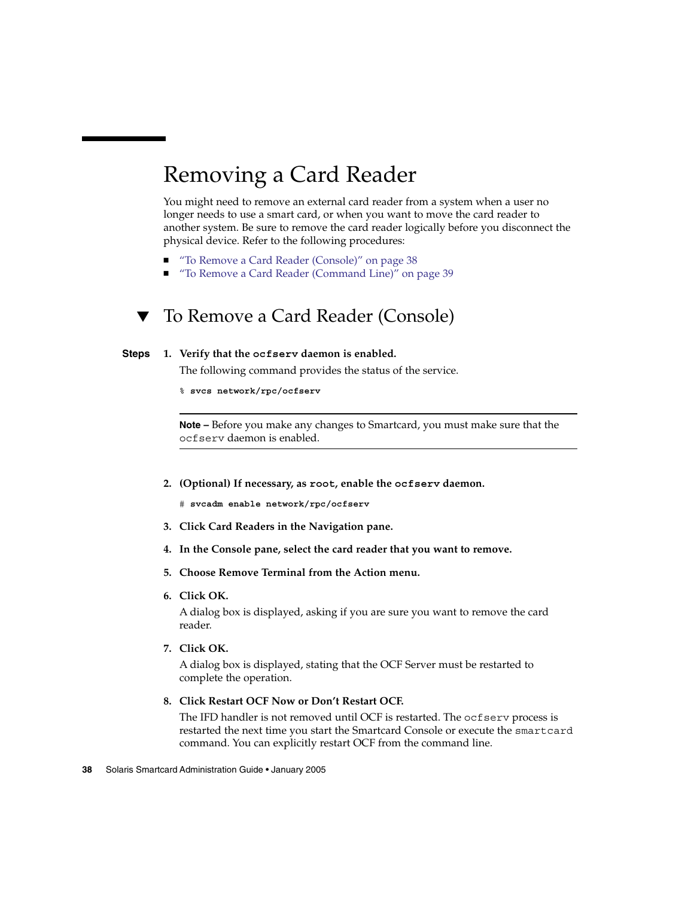# Removing a Card Reader

You might need to remove an external card reader from a system when a user no longer needs to use a smart card, or when you want to move the card reader to another system. Be sure to remove the card reader logically before you disconnect the physical device. Refer to the following procedures:

- "To Remove a Card Reader (Console)" on page 38
- "To Remove a Card Reader (Command Line)" on page 39

## ▼ To Remove a Card Reader (Console)

**Steps**

1. **Verify that the `ocfserv` daemon is enabled.**

   The following command provides the status of the service.

   ```
   % svcs network/rpc/ocfserv
   ```

   ---

   **Note –** Before you make any changes to Smartcard, you must make sure that the `ocfserv` daemon is enabled.

   ---

2. **(Optional) If necessary, as `root`, enable the `ocfserv` daemon.**

   ```
   # svcadm enable network/rpc/ocfserv
   ```

3. **Click Card Readers in the Navigation pane.**

4. **In the Console pane, select the card reader that you want to remove.**

5. **Choose Remove Terminal from the Action menu.**

6. **Click OK.**

   A dialog box is displayed, asking if you are sure you want to remove the card reader.

7. **Click OK.**

   A dialog box is displayed, stating that the OCF Server must be restarted to complete the operation.

8. **Click Restart OCF Now or Don't Restart OCF.**

   The IFD handler is not removed until OCF is restarted. The `ocfserv` process is restarted the next time you start the Smartcard Console or execute the `smartcard` command. You can explicitly restart OCF from the command line.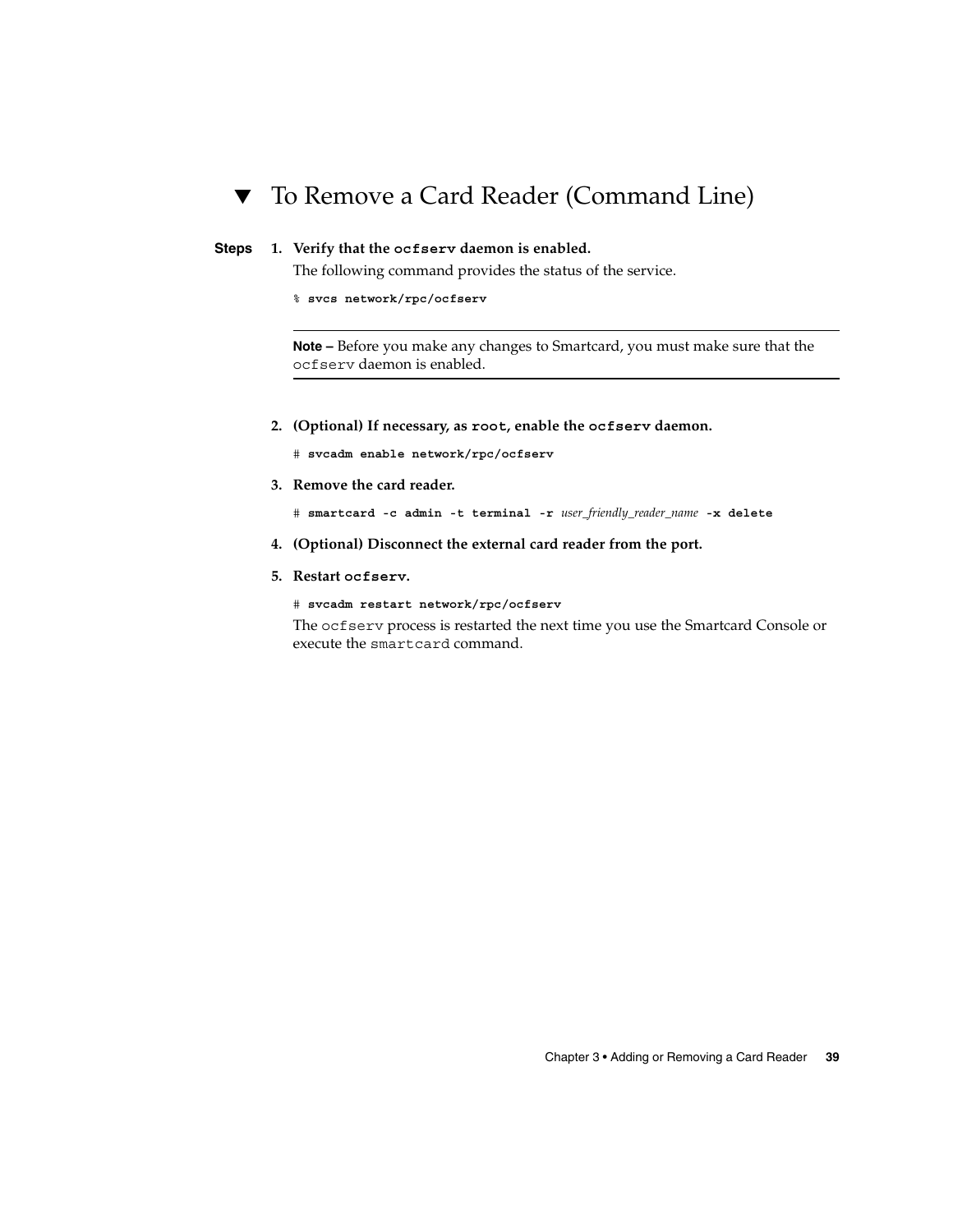## ▼ To Remove a Card Reader (Command Line)

**Steps**

1. **Verify that the `ocfserv` daemon is enabled.**

   The following command provides the status of the service.

   ```
   % svcs network/rpc/ocfserv
   ```

   ---

   **Note –** Before you make any changes to Smartcard, you must make sure that the `ocfserv` daemon is enabled.

   ---

2. **(Optional) If necessary, as `root`, enable the `ocfserv` daemon.**

   ```
   # svcadm enable network/rpc/ocfserv
   ```

3. **Remove the card reader.**

   ```
   # smartcard -c admin -t terminal -r user_friendly_reader_name -x delete
   ```

4. **(Optional) Disconnect the external card reader from the port.**

5. **Restart `ocfserv`.**

   ```
   # svcadm restart network/rpc/ocfserv
   ```

   The `ocfserv` process is restarted the next time you use the Smartcard Console or execute the `smartcard` command.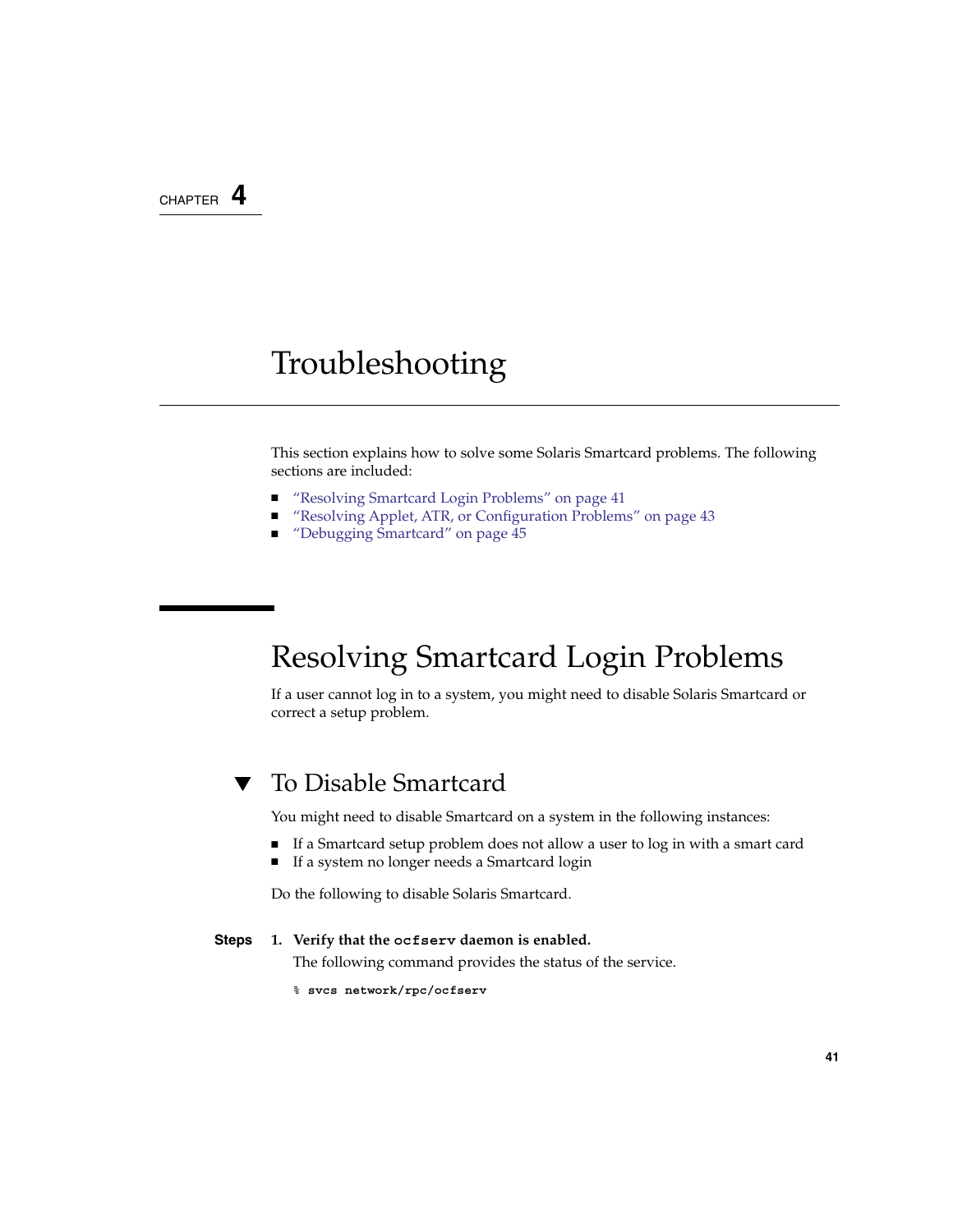CHAPTER 4

# Troubleshooting

This section explains how to solve some Solaris Smartcard problems. The following sections are included:

- "Resolving Smartcard Login Problems" on page 41
- "Resolving Applet, ATR, or Configuration Problems" on page 43
- "Debugging Smartcard" on page 45

## Resolving Smartcard Login Problems

If a user cannot log in to a system, you might need to disable Solaris Smartcard or correct a setup problem.

### ▼ To Disable Smartcard

You might need to disable Smartcard on a system in the following instances:

- If a Smartcard setup problem does not allow a user to log in with a smart card
- If a system no longer needs a Smartcard login

Do the following to disable Solaris Smartcard.

**Steps**

1. **Verify that the `ocfserv` daemon is enabled.**

   The following command provides the status of the service.

   ```
   % svcs network/rpc/ocfserv
   ```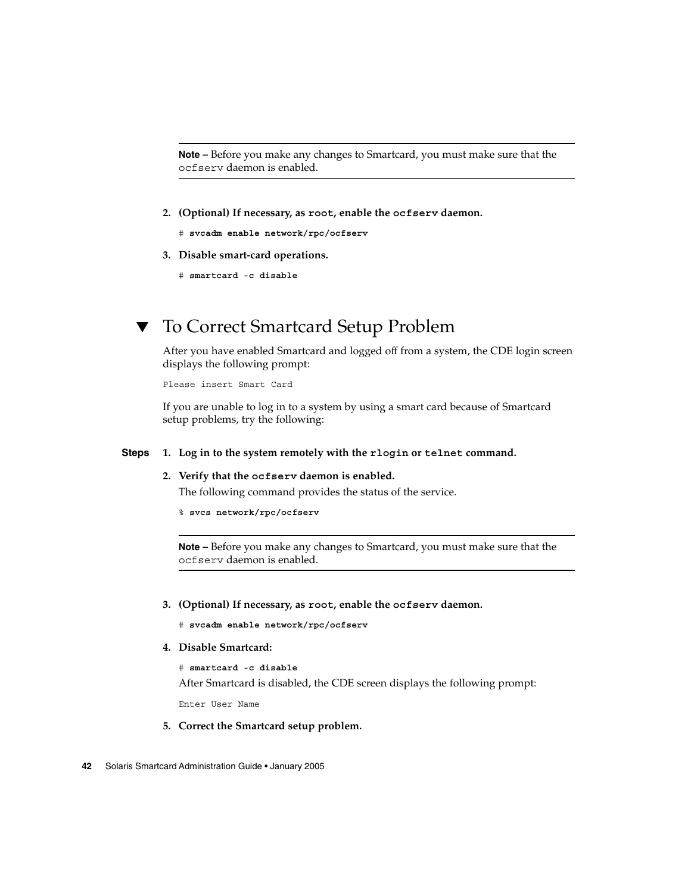**Note –** Before you make any changes to Smartcard, you must make sure that the `ocfserv` daemon is enabled.

2. **(Optional) If necessary, as `root`, enable the `ocfserv` daemon.**

   ```
   # svcadm enable network/rpc/ocfserv
   ```

3. **Disable smart-card operations.**

   ```
   # smartcard -c disable
   ```

## ▼ To Correct Smartcard Setup Problem

After you have enabled Smartcard and logged off from a system, the CDE login screen displays the following prompt:

```
Please insert Smart Card
```

If you are unable to log in to a system by using a smart card because of Smartcard setup problems, try the following:

**Steps**

1. **Log in to the system remotely with the `rlogin` or `telnet` command.**

2. **Verify that the `ocfserv` daemon is enabled.**

   The following command provides the status of the service.

   ```
   % svcs network/rpc/ocfserv
   ```

   **Note –** Before you make any changes to Smartcard, you must make sure that the `ocfserv` daemon is enabled.

3. **(Optional) If necessary, as `root`, enable the `ocfserv` daemon.**

   ```
   # svcadm enable network/rpc/ocfserv
   ```

4. **Disable Smartcard:**

   ```
   # smartcard -c disable
   ```

   After Smartcard is disabled, the CDE screen displays the following prompt:

   ```
   Enter User Name
   ```

5. **Correct the Smartcard setup problem.**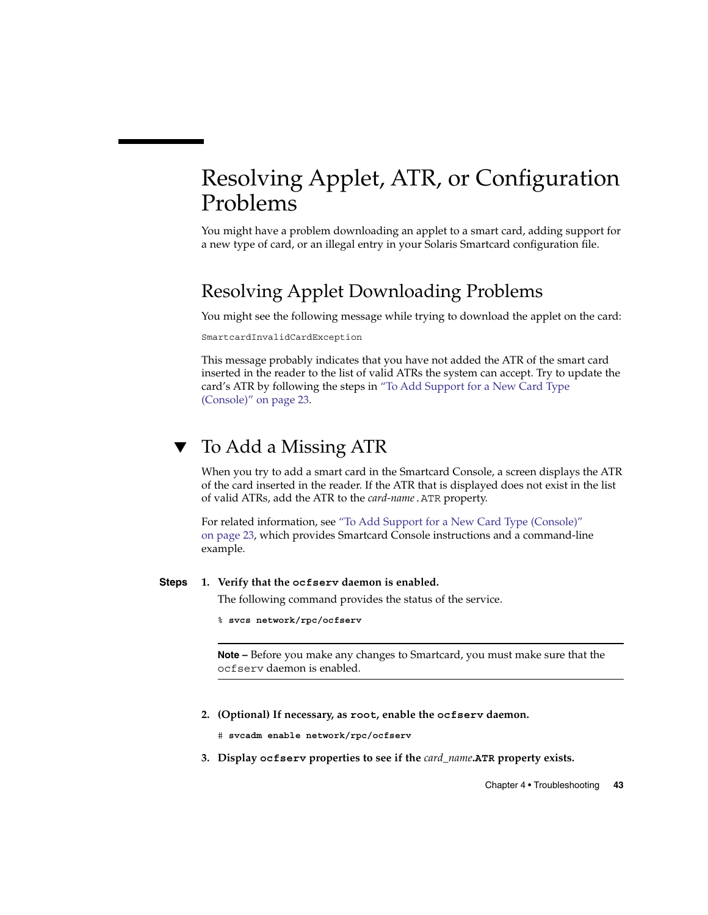# Resolving Applet, ATR, or Configuration Problems

You might have a problem downloading an applet to a smart card, adding support for a new type of card, or an illegal entry in your Solaris Smartcard configuration file.

## Resolving Applet Downloading Problems

You might see the following message while trying to download the applet on the card:

```
SmartcardInvalidCardException
```

This message probably indicates that you have not added the ATR of the smart card inserted in the reader to the list of valid ATRs the system can accept. Try to update the card's ATR by following the steps in "To Add Support for a New Card Type (Console)" on page 23.

## ▼ To Add a Missing ATR

When you try to add a smart card in the Smartcard Console, a screen displays the ATR of the card inserted in the reader. If the ATR that is displayed does not exist in the list of valid ATRs, add the ATR to the *card-name*`.ATR` property.

For related information, see "To Add Support for a New Card Type (Console)" on page 23, which provides Smartcard Console instructions and a command-line example.

**Steps**

1. **Verify that the `ocfserv` daemon is enabled.**

   The following command provides the status of the service.

   ```
   % svcs network/rpc/ocfserv
   ```

   ---

   **Note –** Before you make any changes to Smartcard, you must make sure that the `ocfserv` daemon is enabled.

   ---

2. **(Optional) If necessary, as `root`, enable the `ocfserv` daemon.**

   ```
   # svcadm enable network/rpc/ocfserv
   ```

3. **Display `ocfserv` properties to see if the *card_name*`.ATR` property exists.**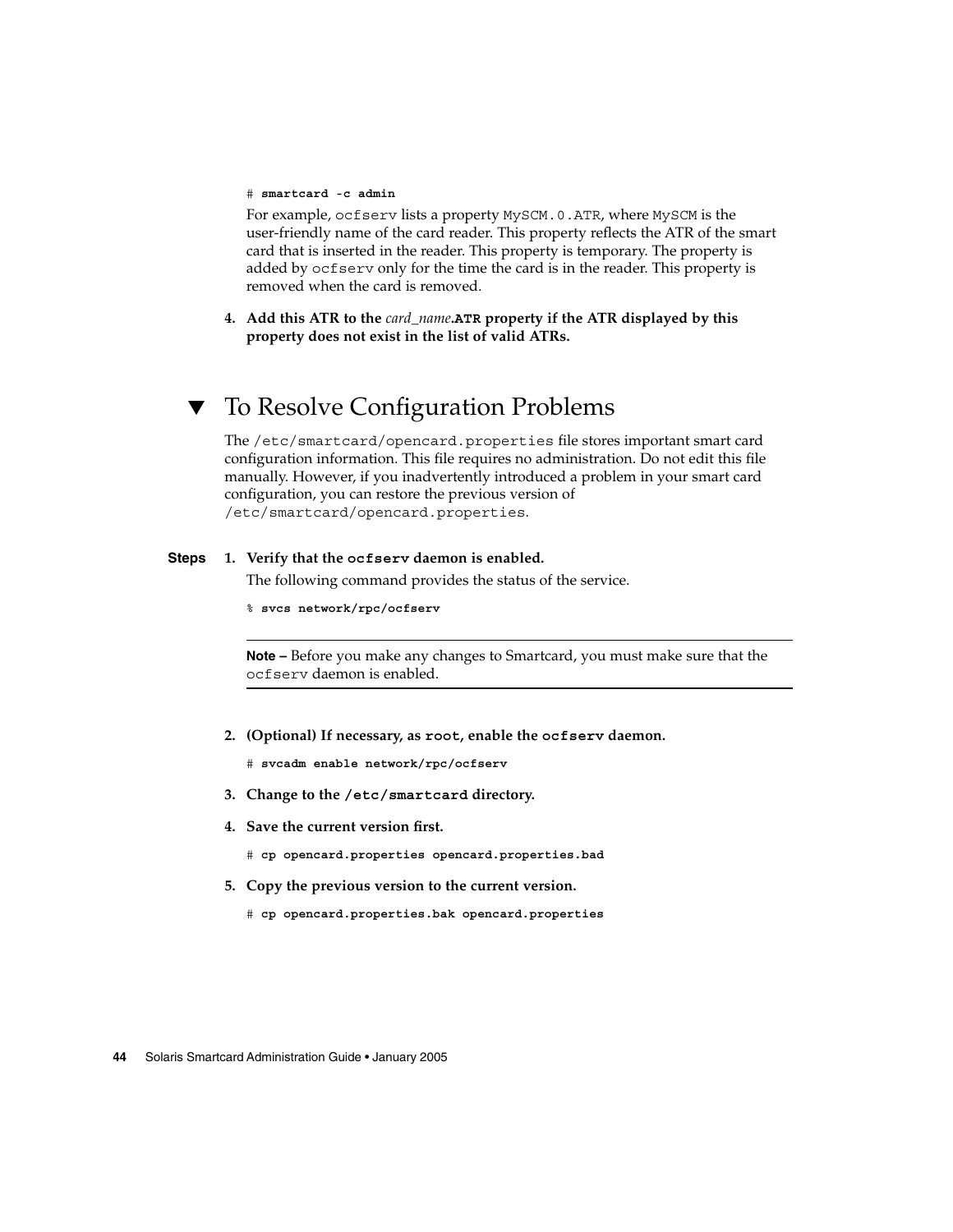```
# smartcard -c admin
```

For example, `ocfserv` lists a property `MySCM.0.ATR`, where `MySCM` is the user-friendly name of the card reader. This property reflects the ATR of the smart card that is inserted in the reader. This property is temporary. The property is added by `ocfserv` only for the time the card is in the reader. This property is removed when the card is removed.

4. **Add this ATR to the *card_name*.`ATR` property if the ATR displayed by this property does not exist in the list of valid ATRs.**

## ▼ To Resolve Configuration Problems

The `/etc/smartcard/opencard.properties` file stores important smart card configuration information. This file requires no administration. Do not edit this file manually. However, if you inadvertently introduced a problem in your smart card configuration, you can restore the previous version of `/etc/smartcard/opencard.properties`.

**Steps**

1. **Verify that the `ocfserv` daemon is enabled.**

   The following command provides the status of the service.

   ```
   % svcs network/rpc/ocfserv
   ```

   ---

   **Note –** Before you make any changes to Smartcard, you must make sure that the `ocfserv` daemon is enabled.

   ---

2. **(Optional) If necessary, as `root`, enable the `ocfserv` daemon.**

   ```
   # svcadm enable network/rpc/ocfserv
   ```

3. **Change to the `/etc/smartcard` directory.**

4. **Save the current version first.**

   ```
   # cp opencard.properties opencard.properties.bad
   ```

5. **Copy the previous version to the current version.**

   ```
   # cp opencard.properties.bak opencard.properties
   ```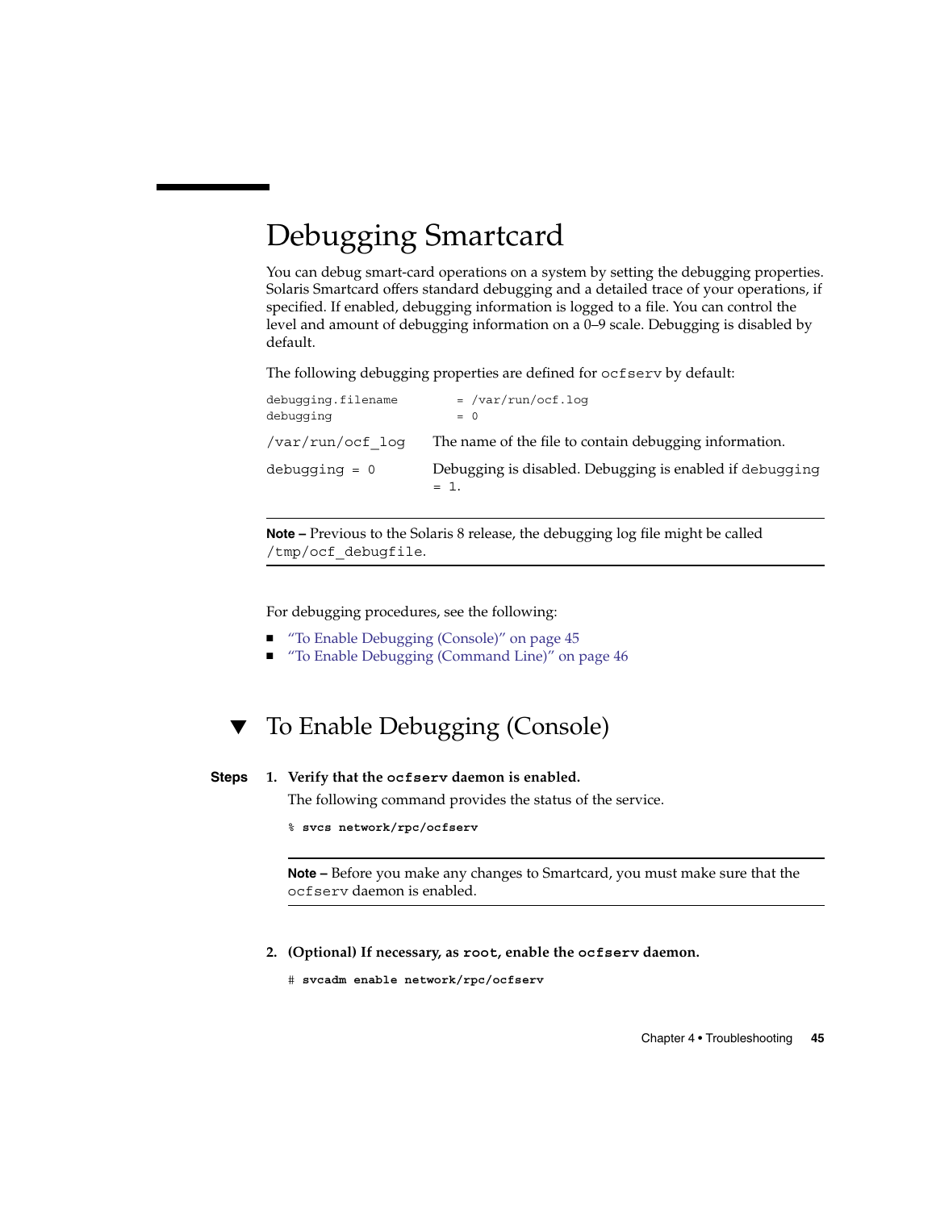# Debugging Smartcard

You can debug smart-card operations on a system by setting the debugging properties. Solaris Smartcard offers standard debugging and a detailed trace of your operations, if specified. If enabled, debugging information is logged to a file. You can control the level and amount of debugging information on a 0–9 scale. Debugging is disabled by default.

The following debugging properties are defined for `ocfserv` by default:

```
debugging.filename        = /var/run/ocf.log
debugging                 = 0
```

`/var/run/ocf_log`
The name of the file to contain debugging information.

`debugging = 0`
Debugging is disabled. Debugging is enabled if `debugging = 1`.

---

**Note –** Previous to the Solaris 8 release, the debugging log file might be called `/tmp/ocf_debugfile`.

---

For debugging procedures, see the following:

- "To Enable Debugging (Console)" on page 45
- "To Enable Debugging (Command Line)" on page 46

## ▼ To Enable Debugging (Console)

**Steps**

1. **Verify that the `ocfserv` daemon is enabled.**

   The following command provides the status of the service.

   ```
   % svcs network/rpc/ocfserv
   ```

   ---

   **Note –** Before you make any changes to Smartcard, you must make sure that the `ocfserv` daemon is enabled.

   ---

2. **(Optional) If necessary, as `root`, enable the `ocfserv` daemon.**

   ```
   # svcadm enable network/rpc/ocfserv
   ```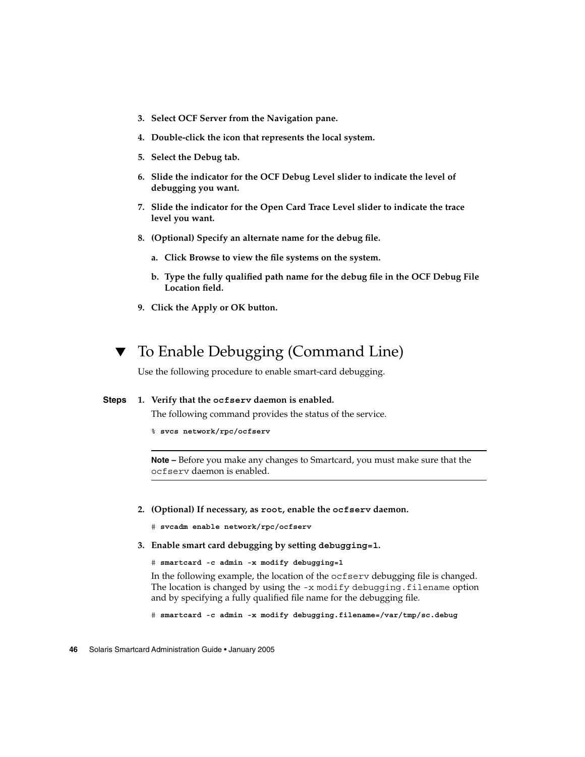3. **Select OCF Server from the Navigation pane.**
4. **Double-click the icon that represents the local system.**
5. **Select the Debug tab.**
6. **Slide the indicator for the OCF Debug Level slider to indicate the level of debugging you want.**
7. **Slide the indicator for the Open Card Trace Level slider to indicate the trace level you want.**
8. **(Optional) Specify an alternate name for the debug file.**
   a. **Click Browse to view the file systems on the system.**
   b. **Type the fully qualified path name for the debug file in the OCF Debug File Location field.**
9. **Click the Apply or OK button.**

## ▼ To Enable Debugging (Command Line)

Use the following procedure to enable smart-card debugging.

**Steps**

1. **Verify that the `ocfserv` daemon is enabled.**

   The following command provides the status of the service.

   ```
   % svcs network/rpc/ocfserv
   ```

   ---

   **Note –** Before you make any changes to Smartcard, you must make sure that the `ocfserv` daemon is enabled.

   ---

2. **(Optional) If necessary, as `root`, enable the `ocfserv` daemon.**

   ```
   # svcadm enable network/rpc/ocfserv
   ```

3. **Enable smart card debugging by setting `debugging=1`.**

   ```
   # smartcard -c admin -x modify debugging=1
   ```

   In the following example, the location of the `ocfserv` debugging file is changed. The location is changed by using the `-x modify debugging.filename` option and by specifying a fully qualified file name for the debugging file.

   ```
   # smartcard -c admin -x modify debugging.filename=/var/tmp/sc.debug
   ```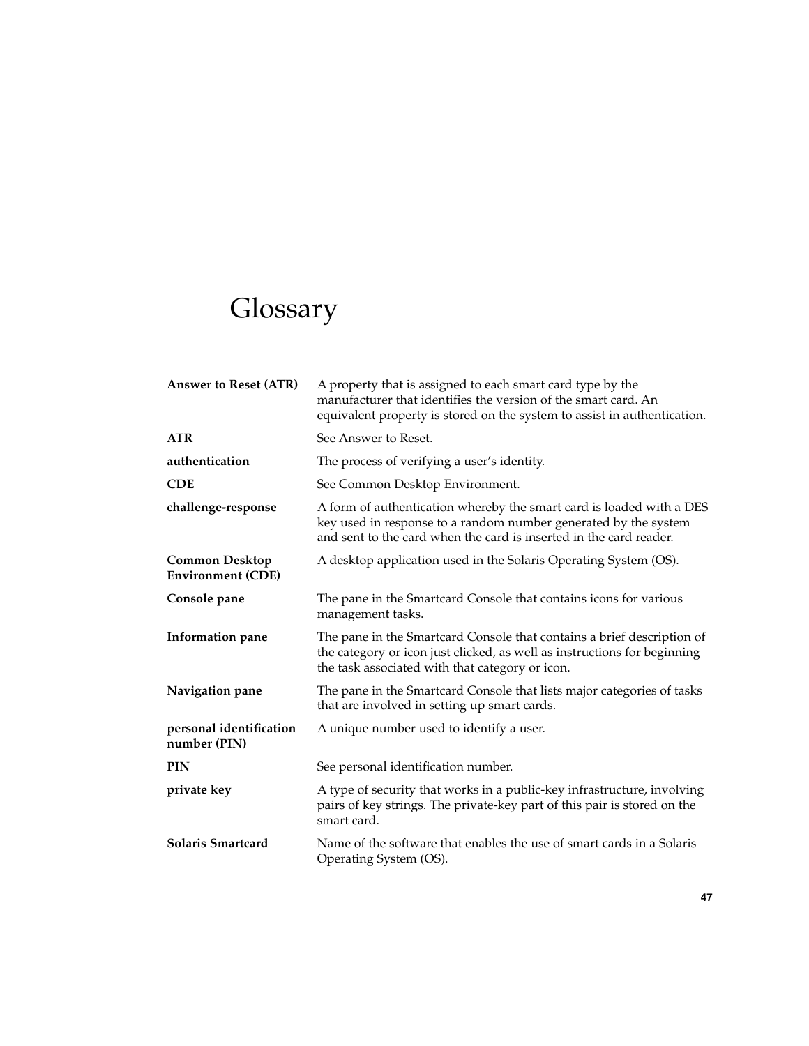# Glossary

**Answer to Reset (ATR)**
A property that is assigned to each smart card type by the manufacturer that identifies the version of the smart card. An equivalent property is stored on the system to assist in authentication.

**ATR**
See Answer to Reset.

**authentication**
The process of verifying a user's identity.

**CDE**
See Common Desktop Environment.

**challenge-response**
A form of authentication whereby the smart card is loaded with a DES key used in response to a random number generated by the system and sent to the card when the card is inserted in the card reader.

**Common Desktop Environment (CDE)**
A desktop application used in the Solaris Operating System (OS).

**Console pane**
The pane in the Smartcard Console that contains icons for various management tasks.

**Information pane**
The pane in the Smartcard Console that contains a brief description of the category or icon just clicked, as well as instructions for beginning the task associated with that category or icon.

**Navigation pane**
The pane in the Smartcard Console that lists major categories of tasks that are involved in setting up smart cards.

**personal identification number (PIN)**
A unique number used to identify a user.

**PIN**
See personal identification number.

**private key**
A type of security that works in a public-key infrastructure, involving pairs of key strings. The private-key part of this pair is stored on the smart card.

**Solaris Smartcard**
Name of the software that enables the use of smart cards in a Solaris Operating System (OS).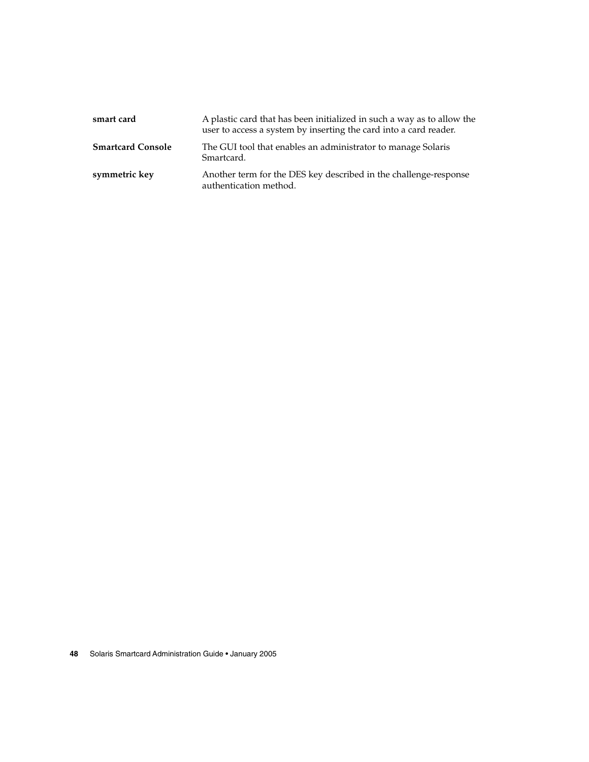**smart card**
A plastic card that has been initialized in such a way as to allow the user to access a system by inserting the card into a card reader.

**Smartcard Console**
The GUI tool that enables an administrator to manage Solaris Smartcard.

**symmetric key**
Another term for the DES key described in the challenge-response authentication method.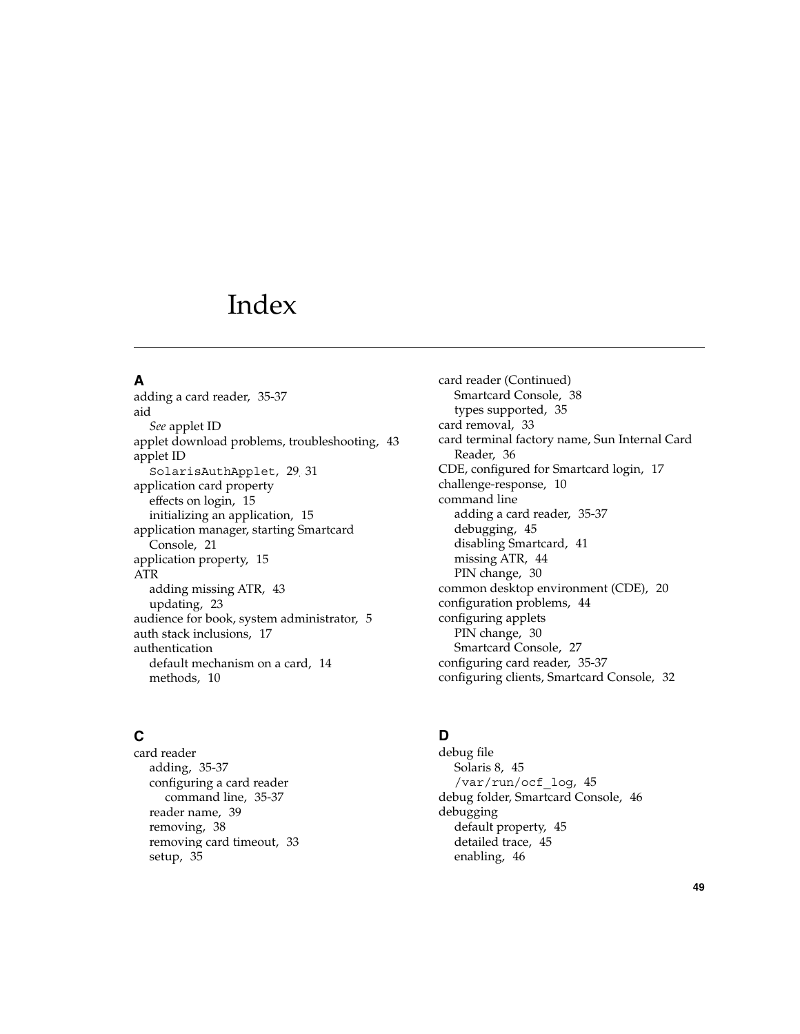# Index

## A

adding a card reader, 35-37
aid
  *See* applet ID
applet download problems, troubleshooting, 43
applet ID
  `SolarisAuthApplet`, 29, 31
application card property
  effects on login, 15
  initializing an application, 15
application manager, starting Smartcard Console, 21
application property, 15
ATR
  adding missing ATR, 43
  updating, 23
audience for book, system administrator, 5
auth stack inclusions, 17
authentication
  default mechanism on a card, 14
  methods, 10

## C

card reader
  adding, 35-37
  configuring a card reader
    command line, 35-37
  reader name, 39
  removing, 38
  removing card timeout, 33
  setup, 35
card reader (Continued)
  Smartcard Console, 38
  types supported, 35
card removal, 33
card terminal factory name, Sun Internal Card Reader, 36
CDE, configured for Smartcard login, 17
challenge-response, 10
command line
  adding a card reader, 35-37
  debugging, 45
  disabling Smartcard, 41
  missing ATR, 44
  PIN change, 30
common desktop environment (CDE), 20
configuration problems, 44
configuring applets
  PIN change, 30
  Smartcard Console, 27
configuring card reader, 35-37
configuring clients, Smartcard Console, 32

## D

debug file
  Solaris 8, 45
  `/var/run/ocf_log`, 45
debug folder, Smartcard Console, 46
debugging
  default property, 45
  detailed trace, 45
  enabling, 46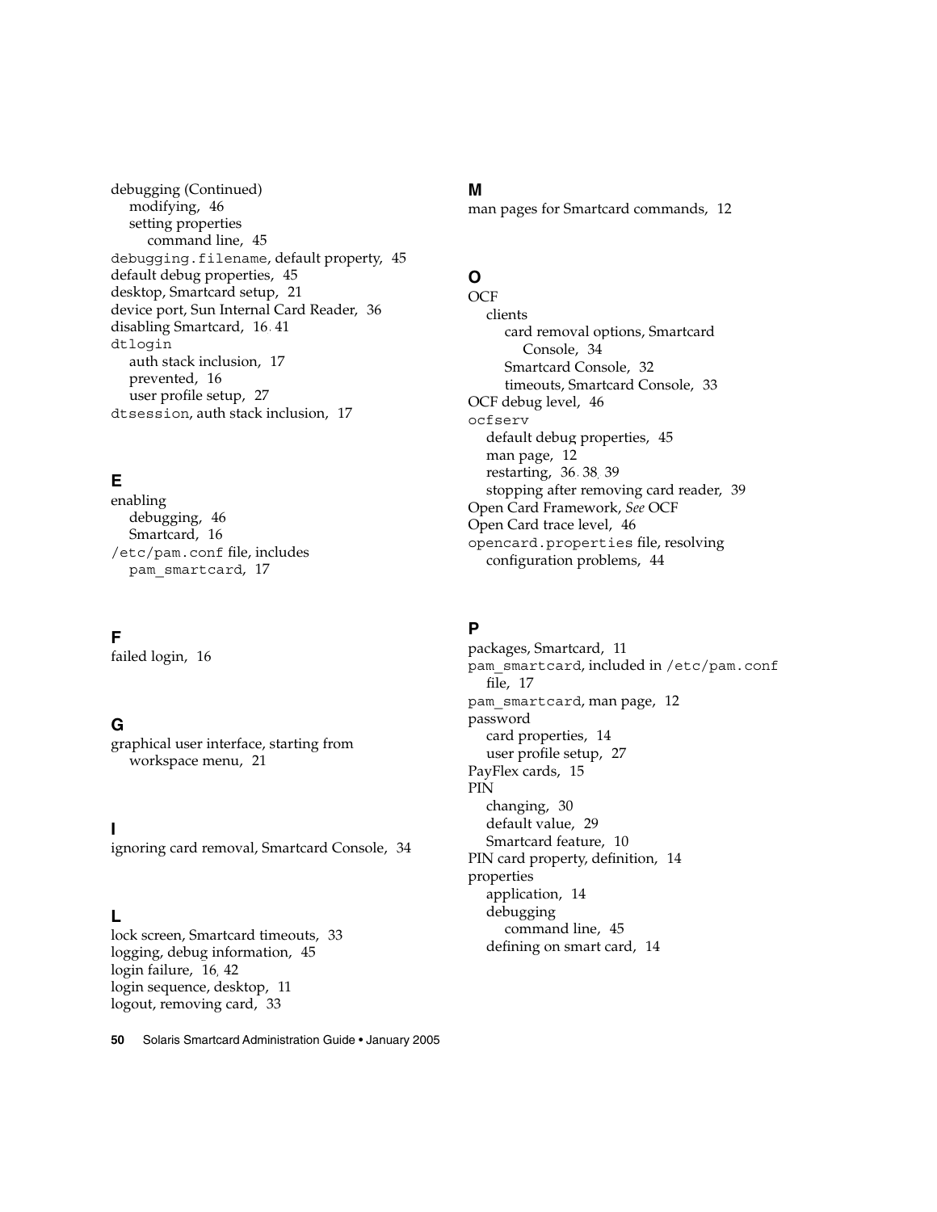debugging (Continued)
- modifying, 46
- setting properties
  - command line, 45

debugging.filename, default property, 45
default debug properties, 45
desktop, Smartcard setup, 21
device port, Sun Internal Card Reader, 36
disabling Smartcard, 16, 41
dtlogin
- auth stack inclusion, 17
- prevented, 16
- user profile setup, 27

dtsession, auth stack inclusion, 17

## E

enabling
- debugging, 46
- Smartcard, 16

/etc/pam.conf file, includes
- pam_smartcard, 17

## F

failed login, 16

## G

graphical user interface, starting from
- workspace menu, 21

## I

ignoring card removal, Smartcard Console, 34

## L

lock screen, Smartcard timeouts, 33
logging, debug information, 45
login failure, 16, 42
login sequence, desktop, 11
logout, removing card, 33

## M

man pages for Smartcard commands, 12

## O

OCF
- clients
  - card removal options, Smartcard Console, 34
  - Smartcard Console, 32
  - timeouts, Smartcard Console, 33

OCF debug level, 46
ocfserv
- default debug properties, 45
- man page, 12
- restarting, 36, 38, 39
- stopping after removing card reader, 39

Open Card Framework, *See* OCF
Open Card trace level, 46
opencard.properties file, resolving
- configuration problems, 44

## P

packages, Smartcard, 11
pam_smartcard, included in /etc/pam.conf
- file, 17

pam_smartcard, man page, 12
password
- card properties, 14
- user profile setup, 27

PayFlex cards, 15
PIN
- changing, 30
- default value, 29
- Smartcard feature, 10

PIN card property, definition, 14
properties
- application, 14
- debugging
  - command line, 45
- defining on smart card, 14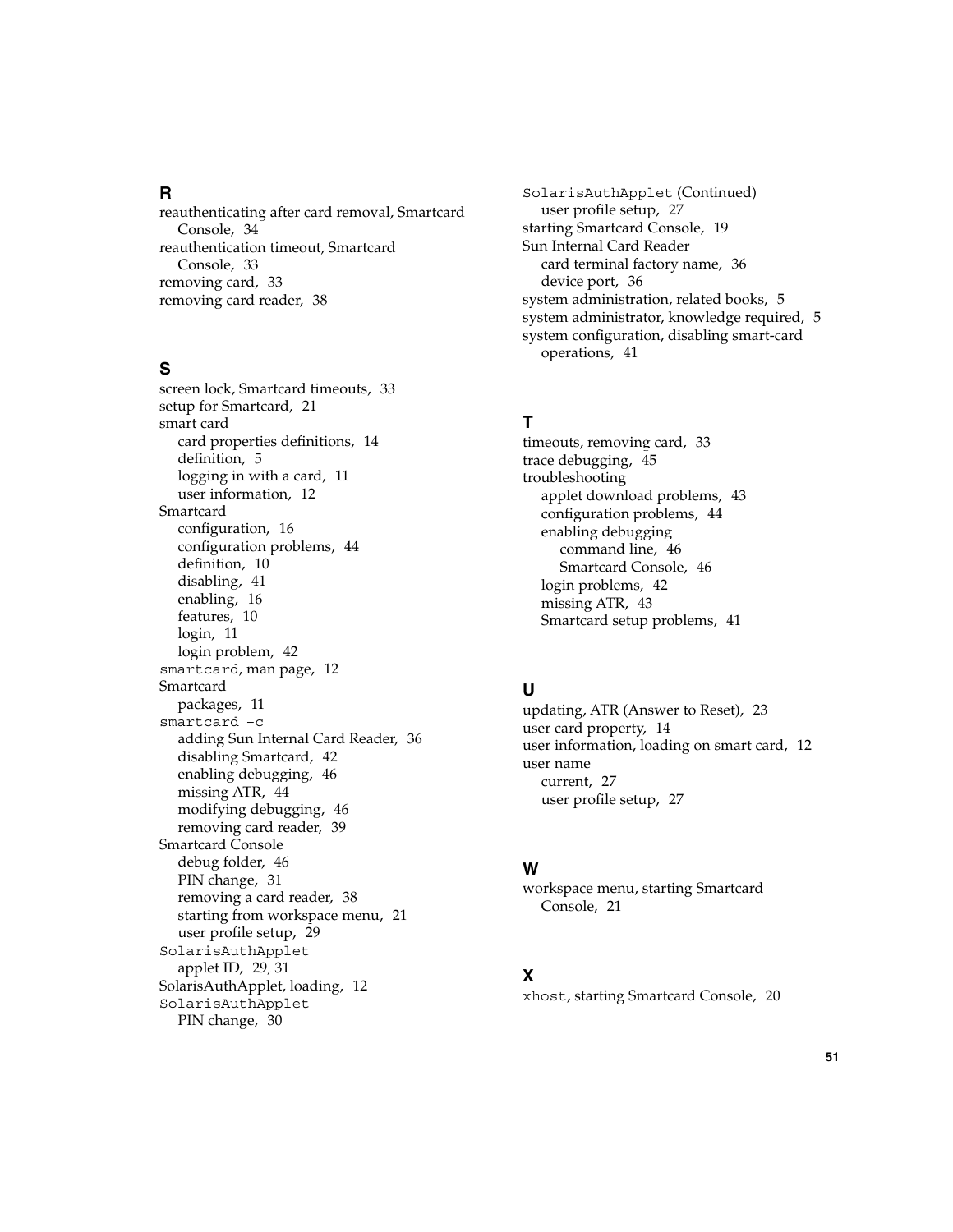## R

reauthenticating after card removal, Smartcard Console, 34
reauthentication timeout, Smartcard Console, 33
removing card, 33
removing card reader, 38

## S

screen lock, Smartcard timeouts, 33
setup for Smartcard, 21
smart card
- card properties definitions, 14
- definition, 5
- logging in with a card, 11
- user information, 12

Smartcard
- configuration, 16
- configuration problems, 44
- definition, 10
- disabling, 41
- enabling, 16
- features, 10
- login, 11
- login problem, 42

`smartcard`, man page, 12
Smartcard
- packages, 11

`smartcard -c`
- adding Sun Internal Card Reader, 36
- disabling Smartcard, 42
- enabling debugging, 46
- missing ATR, 44
- modifying debugging, 46
- removing card reader, 39

Smartcard Console
- debug folder, 46
- PIN change, 31
- removing a card reader, 38
- starting from workspace menu, 21
- user profile setup, 29

`SolarisAuthApplet`
- applet ID, 29, 31

SolarisAuthApplet, loading, 12
`SolarisAuthApplet`
- PIN change, 30

`SolarisAuthApplet` (Continued)
- user profile setup, 27

starting Smartcard Console, 19
Sun Internal Card Reader
- card terminal factory name, 36
- device port, 36

system administration, related books, 5
system administrator, knowledge required, 5
system configuration, disabling smart-card operations, 41

## T

timeouts, removing card, 33
trace debugging, 45
troubleshooting
- applet download problems, 43
- configuration problems, 44
- enabling debugging
  - command line, 46
  - Smartcard Console, 46
- login problems, 42
- missing ATR, 43
- Smartcard setup problems, 41

## U

updating, ATR (Answer to Reset), 23
user card property, 14
user information, loading on smart card, 12
user name
- current, 27
- user profile setup, 27

## W

workspace menu, starting Smartcard Console, 21

## X

`xhost`, starting Smartcard Console, 20